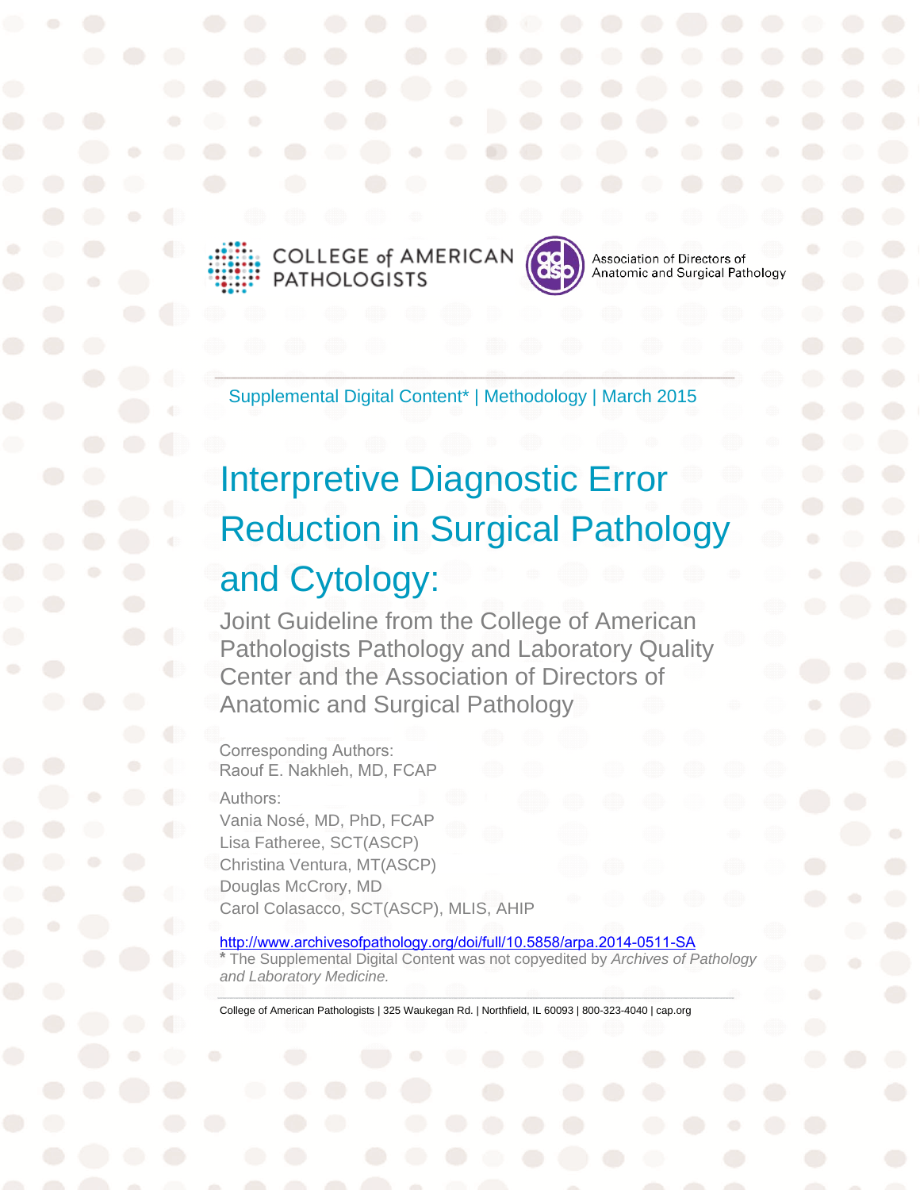COLLEGE of AMERICAN PATHOLOGISTS

Association of Directors of Anatomic and Surgical Pathology

Supplemental Digital Content* | Methodology | March 2015

# Interpretive Diagnostic Error Reduction in Surgical Pathology and Cytology:

## Joint Guideline from the College of American Pathologists Pathology and Laboratory Quality Center and the Association of Directors of Anatomic and Surgical Pathology

Corresponding Authors:
Raouf E. Nakhleh, MD, FCAP

Authors:
Vania Nosé, MD, PhD, FCAP
Lisa Fatheree, SCT(ASCP)
Christina Ventura, MT(ASCP)
Douglas McCrory, MD
Carol Colasacco, SCT(ASCP), MLIS, AHIP

http://www.archivesofpathology.org/doi/full/10.5858/arpa.2014-0511-SA

* The Supplemental Digital Content was not copyedited by *Archives of Pathology and Laboratory Medicine.*

College of American Pathologists | 325 Waukegan Rd. | Northfield, IL 60093 | 800-323-4040 | cap.org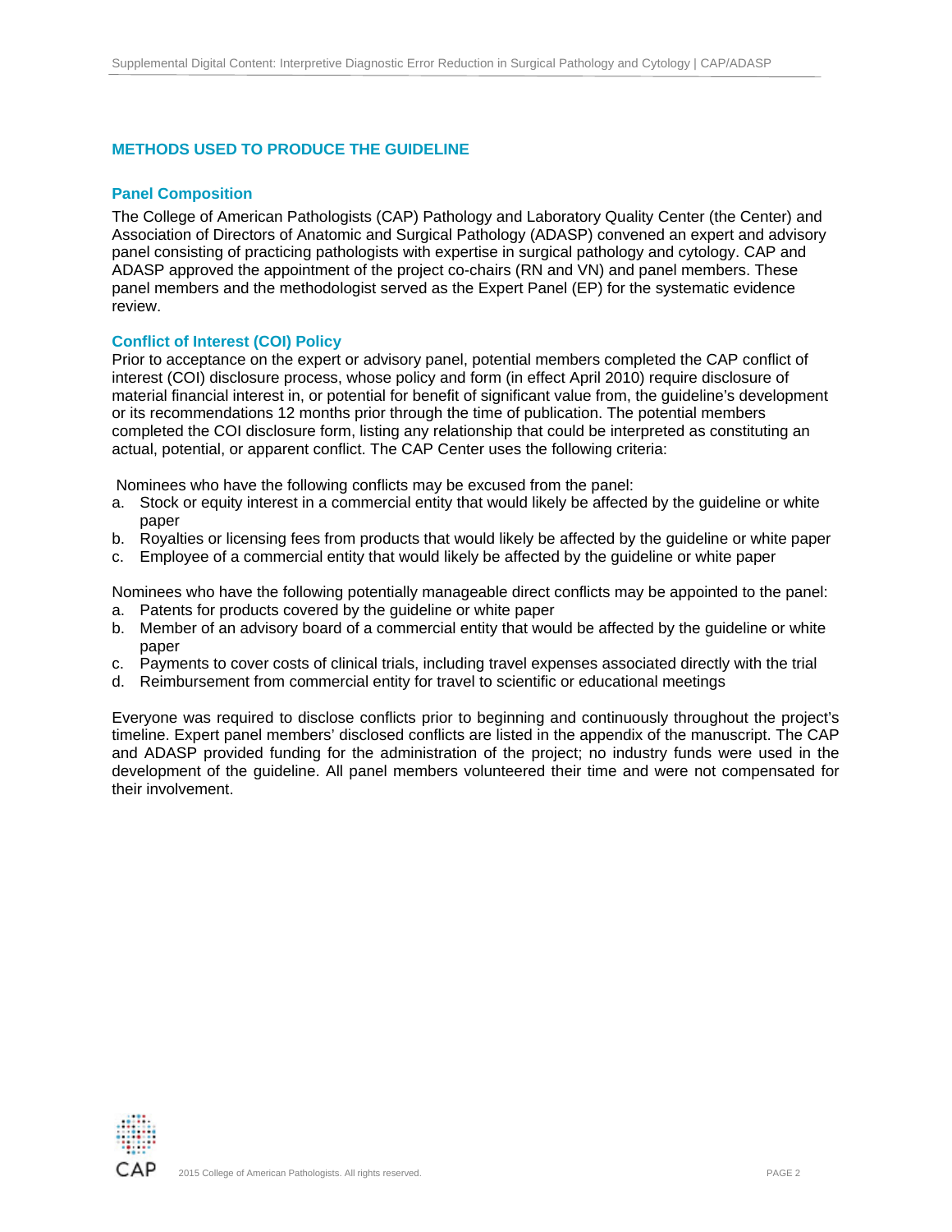## METHODS USED TO PRODUCE THE GUIDELINE

### Panel Composition

The College of American Pathologists (CAP) Pathology and Laboratory Quality Center (the Center) and Association of Directors of Anatomic and Surgical Pathology (ADASP) convened an expert and advisory panel consisting of practicing pathologists with expertise in surgical pathology and cytology. CAP and ADASP approved the appointment of the project co-chairs (RN and VN) and panel members. These panel members and the methodologist served as the Expert Panel (EP) for the systematic evidence review.

### Conflict of Interest (COI) Policy

Prior to acceptance on the expert or advisory panel, potential members completed the CAP conflict of interest (COI) disclosure process, whose policy and form (in effect April 2010) require disclosure of material financial interest in, or potential for benefit of significant value from, the guideline's development or its recommendations 12 months prior through the time of publication. The potential members completed the COI disclosure form, listing any relationship that could be interpreted as constituting an actual, potential, or apparent conflict. The CAP Center uses the following criteria:

Nominees who have the following conflicts may be excused from the panel:

a. Stock or equity interest in a commercial entity that would likely be affected by the guideline or white paper
b. Royalties or licensing fees from products that would likely be affected by the guideline or white paper
c. Employee of a commercial entity that would likely be affected by the guideline or white paper

Nominees who have the following potentially manageable direct conflicts may be appointed to the panel:

a. Patents for products covered by the guideline or white paper
b. Member of an advisory board of a commercial entity that would be affected by the guideline or white paper
c. Payments to cover costs of clinical trials, including travel expenses associated directly with the trial
d. Reimbursement from commercial entity for travel to scientific or educational meetings

Everyone was required to disclose conflicts prior to beginning and continuously throughout the project's timeline. Expert panel members' disclosed conflicts are listed in the appendix of the manuscript. The CAP and ADASP provided funding for the administration of the project; no industry funds were used in the development of the guideline. All panel members volunteered their time and were not compensated for their involvement.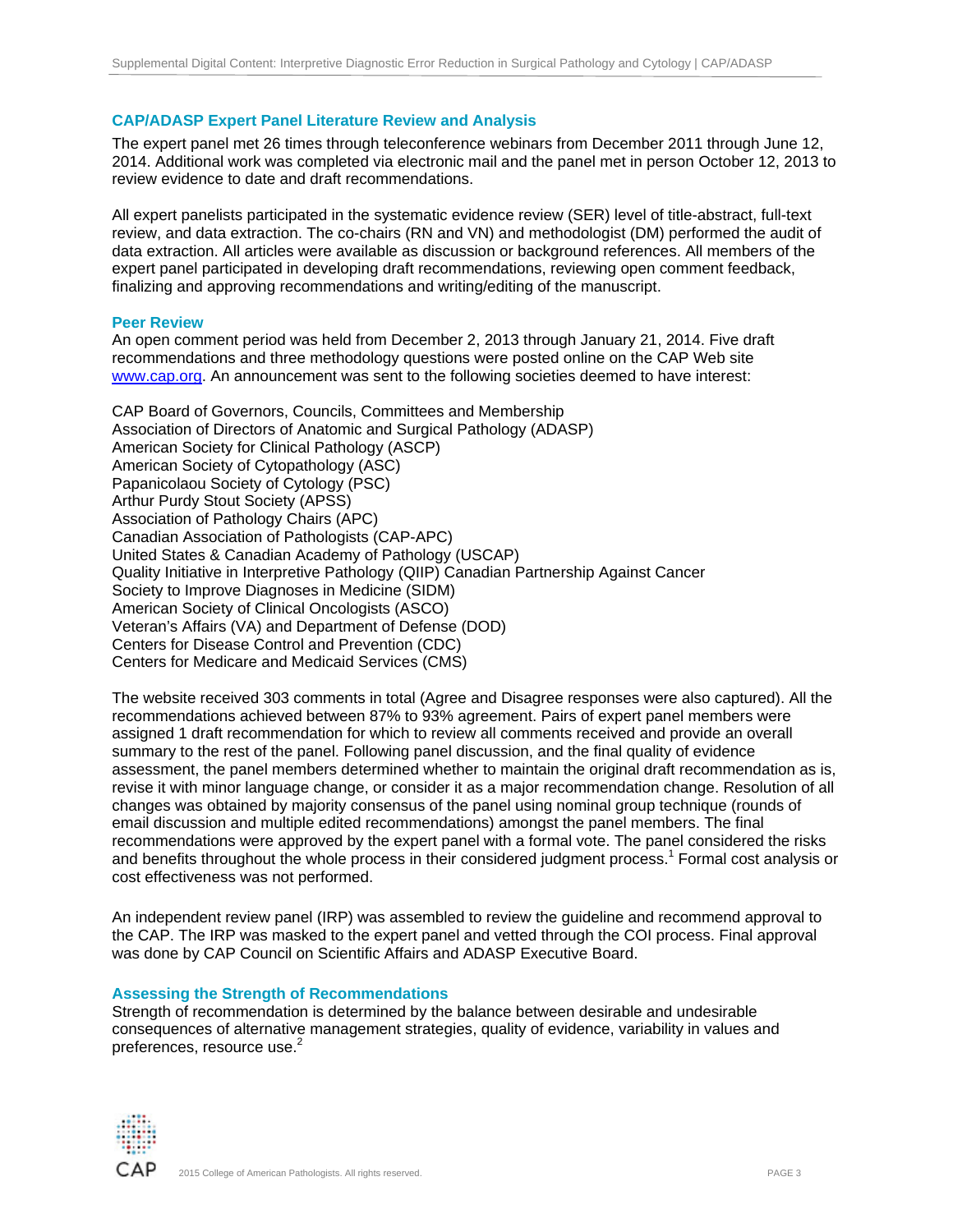## CAP/ADASP Expert Panel Literature Review and Analysis

The expert panel met 26 times through teleconference webinars from December 2011 through June 12, 2014. Additional work was completed via electronic mail and the panel met in person October 12, 2013 to review evidence to date and draft recommendations.

All expert panelists participated in the systematic evidence review (SER) level of title-abstract, full-text review, and data extraction. The co-chairs (RN and VN) and methodologist (DM) performed the audit of data extraction. All articles were available as discussion or background references. All members of the expert panel participated in developing draft recommendations, reviewing open comment feedback, finalizing and approving recommendations and writing/editing of the manuscript.

### Peer Review

An open comment period was held from December 2, 2013 through January 21, 2014. Five draft recommendations and three methodology questions were posted online on the CAP Web site www.cap.org. An announcement was sent to the following societies deemed to have interest:

CAP Board of Governors, Councils, Committees and Membership
Association of Directors of Anatomic and Surgical Pathology (ADASP)
American Society for Clinical Pathology (ASCP)
American Society of Cytopathology (ASC)
Papanicolaou Society of Cytology (PSC)
Arthur Purdy Stout Society (APSS)
Association of Pathology Chairs (APC)
Canadian Association of Pathologists (CAP-APC)
United States & Canadian Academy of Pathology (USCAP)
Quality Initiative in Interpretive Pathology (QIIP) Canadian Partnership Against Cancer
Society to Improve Diagnoses in Medicine (SIDM)
American Society of Clinical Oncologists (ASCO)
Veteran's Affairs (VA) and Department of Defense (DOD)
Centers for Disease Control and Prevention (CDC)
Centers for Medicare and Medicaid Services (CMS)

The website received 303 comments in total (Agree and Disagree responses were also captured). All the recommendations achieved between 87% to 93% agreement. Pairs of expert panel members were assigned 1 draft recommendation for which to review all comments received and provide an overall summary to the rest of the panel. Following panel discussion, and the final quality of evidence assessment, the panel members determined whether to maintain the original draft recommendation as is, revise it with minor language change, or consider it as a major recommendation change. Resolution of all changes was obtained by majority consensus of the panel using nominal group technique (rounds of email discussion and multiple edited recommendations) amongst the panel members. The final recommendations were approved by the expert panel with a formal vote. The panel considered the risks and benefits throughout the whole process in their considered judgment process.[1] Formal cost analysis or cost effectiveness was not performed.

An independent review panel (IRP) was assembled to review the guideline and recommend approval to the CAP. The IRP was masked to the expert panel and vetted through the COI process. Final approval was done by CAP Council on Scientific Affairs and ADASP Executive Board.

### Assessing the Strength of Recommendations

Strength of recommendation is determined by the balance between desirable and undesirable consequences of alternative management strategies, quality of evidence, variability in values and preferences, resource use.[2]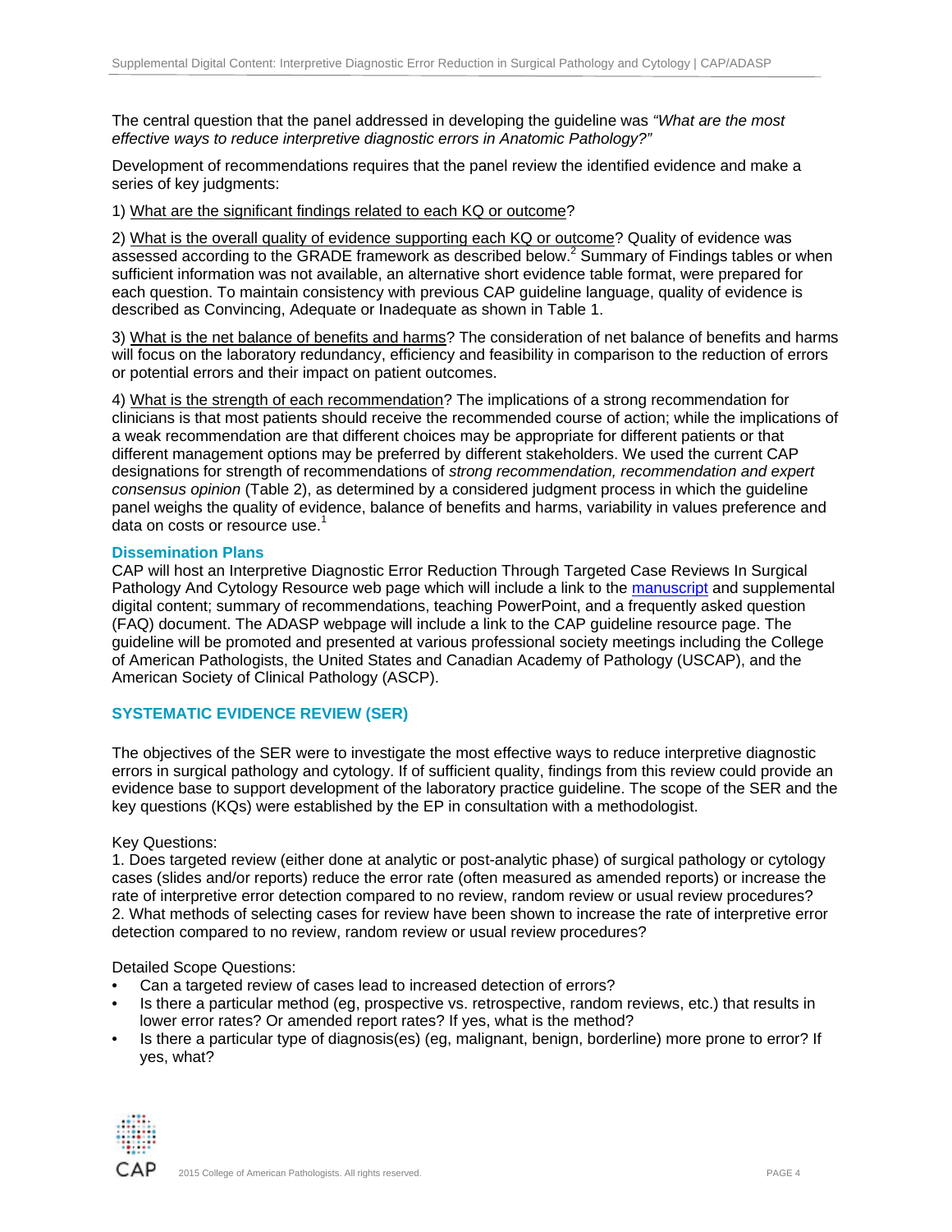The central question that the panel addressed in developing the guideline was *"What are the most effective ways to reduce interpretive diagnostic errors in Anatomic Pathology?"*

Development of recommendations requires that the panel review the identified evidence and make a series of key judgments:

1) What are the significant findings related to each KQ or outcome?

2) What is the overall quality of evidence supporting each KQ or outcome? Quality of evidence was assessed according to the GRADE framework as described below.[2] Summary of Findings tables or when sufficient information was not available, an alternative short evidence table format, were prepared for each question. To maintain consistency with previous CAP guideline language, quality of evidence is described as Convincing, Adequate or Inadequate as shown in Table 1.

3) What is the net balance of benefits and harms? The consideration of net balance of benefits and harms will focus on the laboratory redundancy, efficiency and feasibility in comparison to the reduction of errors or potential errors and their impact on patient outcomes.

4) What is the strength of each recommendation? The implications of a strong recommendation for clinicians is that most patients should receive the recommended course of action; while the implications of a weak recommendation are that different choices may be appropriate for different patients or that different management options may be preferred by different stakeholders. We used the current CAP designations for strength of recommendations of *strong recommendation, recommendation and expert consensus opinion* (Table 2), as determined by a considered judgment process in which the guideline panel weighs the quality of evidence, balance of benefits and harms, variability in values preference and data on costs or resource use.[1]

### Dissemination Plans

CAP will host an Interpretive Diagnostic Error Reduction Through Targeted Case Reviews In Surgical Pathology And Cytology Resource web page which will include a link to the manuscript and supplemental digital content; summary of recommendations, teaching PowerPoint, and a frequently asked question (FAQ) document. The ADASP webpage will include a link to the CAP guideline resource page. The guideline will be promoted and presented at various professional society meetings including the College of American Pathologists, the United States and Canadian Academy of Pathology (USCAP), and the American Society of Clinical Pathology (ASCP).

## SYSTEMATIC EVIDENCE REVIEW (SER)

The objectives of the SER were to investigate the most effective ways to reduce interpretive diagnostic errors in surgical pathology and cytology. If of sufficient quality, findings from this review could provide an evidence base to support development of the laboratory practice guideline. The scope of the SER and the key questions (KQs) were established by the EP in consultation with a methodologist.

Key Questions:

1. Does targeted review (either done at analytic or post-analytic phase) of surgical pathology or cytology cases (slides and/or reports) reduce the error rate (often measured as amended reports) or increase the rate of interpretive error detection compared to no review, random review or usual review procedures?
2. What methods of selecting cases for review have been shown to increase the rate of interpretive error detection compared to no review, random review or usual review procedures?

Detailed Scope Questions:

- Can a targeted review of cases lead to increased detection of errors?
- Is there a particular method (eg, prospective vs. retrospective, random reviews, etc.) that results in lower error rates? Or amended report rates? If yes, what is the method?
- Is there a particular type of diagnosis(es) (eg, malignant, benign, borderline) more prone to error? If yes, what?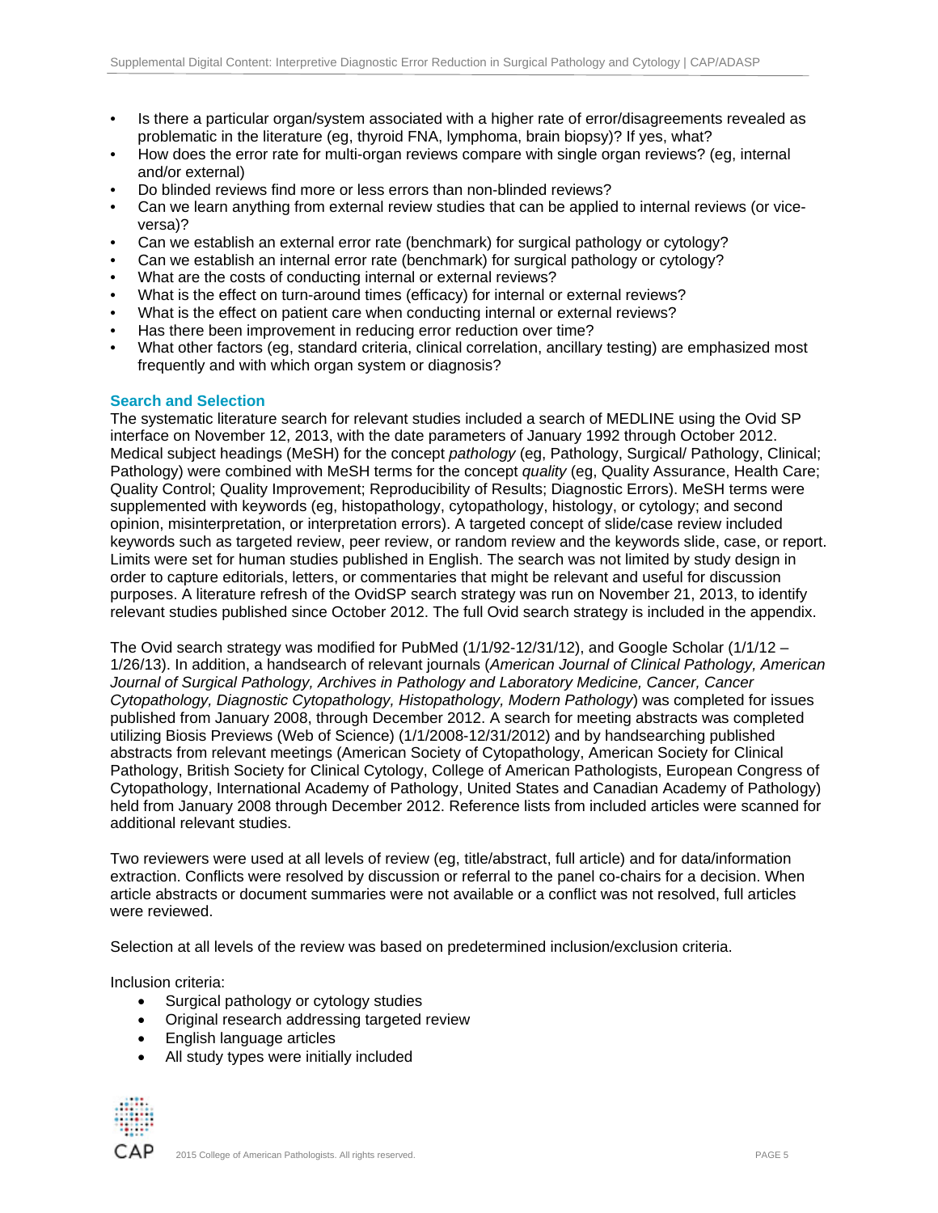- Is there a particular organ/system associated with a higher rate of error/disagreements revealed as problematic in the literature (eg, thyroid FNA, lymphoma, brain biopsy)? If yes, what?
- How does the error rate for multi-organ reviews compare with single organ reviews? (eg, internal and/or external)
- Do blinded reviews find more or less errors than non-blinded reviews?
- Can we learn anything from external review studies that can be applied to internal reviews (or vice-versa)?
- Can we establish an external error rate (benchmark) for surgical pathology or cytology?
- Can we establish an internal error rate (benchmark) for surgical pathology or cytology?
- What are the costs of conducting internal or external reviews?
- What is the effect on turn-around times (efficacy) for internal or external reviews?
- What is the effect on patient care when conducting internal or external reviews?
- Has there been improvement in reducing error reduction over time?
- What other factors (eg, standard criteria, clinical correlation, ancillary testing) are emphasized most frequently and with which organ system or diagnosis?

### Search and Selection

The systematic literature search for relevant studies included a search of MEDLINE using the Ovid SP interface on November 12, 2013, with the date parameters of January 1992 through October 2012. Medical subject headings (MeSH) for the concept *pathology* (eg, Pathology, Surgical/ Pathology, Clinical; Pathology) were combined with MeSH terms for the concept *quality* (eg, Quality Assurance, Health Care; Quality Control; Quality Improvement; Reproducibility of Results; Diagnostic Errors). MeSH terms were supplemented with keywords (eg, histopathology, cytopathology, histology, or cytology; and second opinion, misinterpretation, or interpretation errors). A targeted concept of slide/case review included keywords such as targeted review, peer review, or random review and the keywords slide, case, or report. Limits were set for human studies published in English. The search was not limited by study design in order to capture editorials, letters, or commentaries that might be relevant and useful for discussion purposes. A literature refresh of the OvidSP search strategy was run on November 21, 2013, to identify relevant studies published since October 2012. The full Ovid search strategy is included in the appendix.

The Ovid search strategy was modified for PubMed (1/1/92-12/31/12), and Google Scholar (1/1/12 – 1/26/13). In addition, a handsearch of relevant journals (*American Journal of Clinical Pathology, American Journal of Surgical Pathology, Archives in Pathology and Laboratory Medicine, Cancer, Cancer Cytopathology, Diagnostic Cytopathology, Histopathology, Modern Pathology*) was completed for issues published from January 2008, through December 2012. A search for meeting abstracts was completed utilizing Biosis Previews (Web of Science) (1/1/2008-12/31/2012) and by handsearching published abstracts from relevant meetings (American Society of Cytopathology, American Society for Clinical Pathology, British Society for Clinical Cytology, College of American Pathologists, European Congress of Cytopathology, International Academy of Pathology, United States and Canadian Academy of Pathology) held from January 2008 through December 2012. Reference lists from included articles were scanned for additional relevant studies.

Two reviewers were used at all levels of review (eg, title/abstract, full article) and for data/information extraction. Conflicts were resolved by discussion or referral to the panel co-chairs for a decision. When article abstracts or document summaries were not available or a conflict was not resolved, full articles were reviewed.

Selection at all levels of the review was based on predetermined inclusion/exclusion criteria.

Inclusion criteria:

- Surgical pathology or cytology studies
- Original research addressing targeted review
- English language articles
- All study types were initially included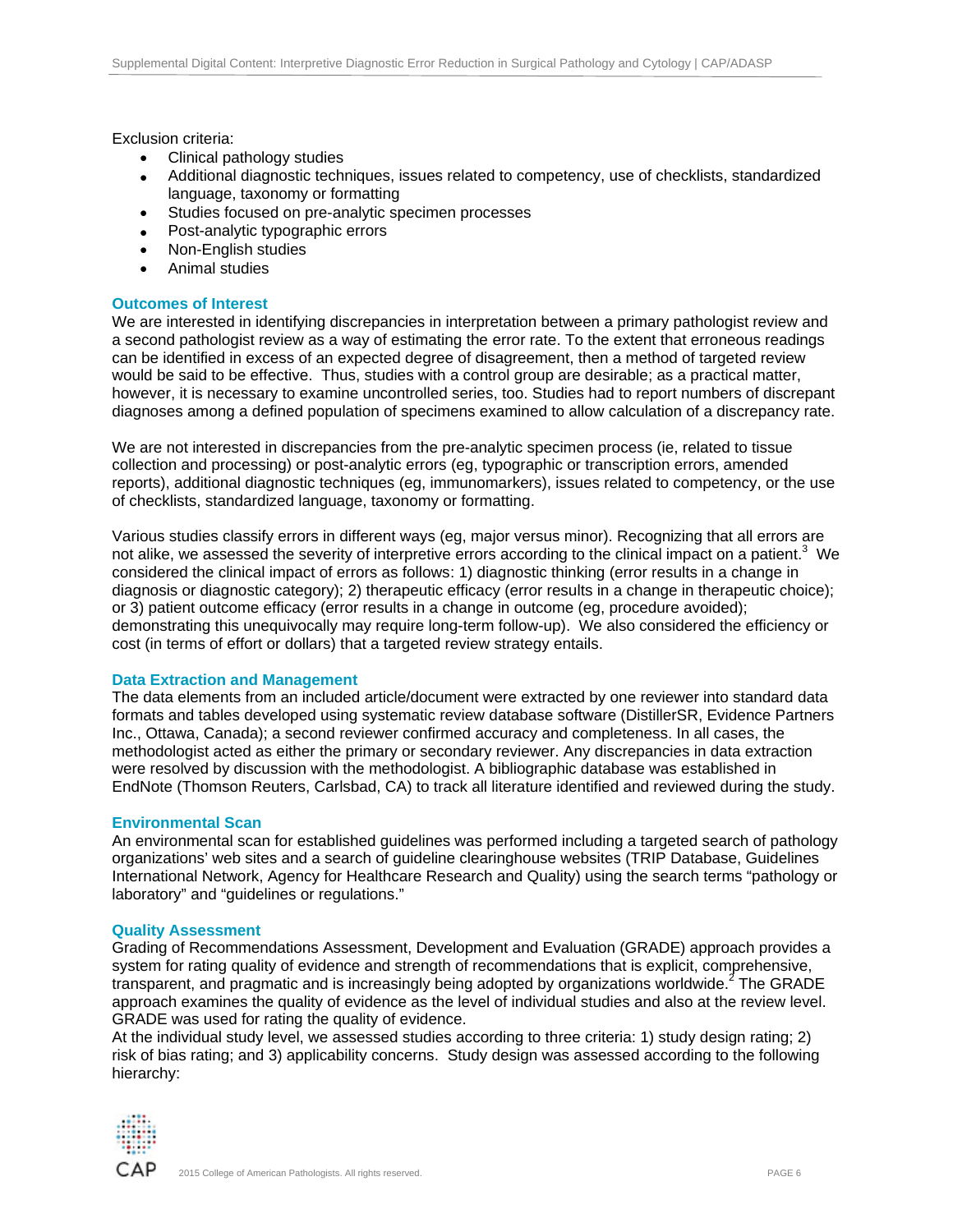Exclusion criteria:

- Clinical pathology studies
- Additional diagnostic techniques, issues related to competency, use of checklists, standardized language, taxonomy or formatting
- Studies focused on pre-analytic specimen processes
- Post-analytic typographic errors
- Non-English studies
- Animal studies

### Outcomes of Interest

We are interested in identifying discrepancies in interpretation between a primary pathologist review and a second pathologist review as a way of estimating the error rate. To the extent that erroneous readings can be identified in excess of an expected degree of disagreement, then a method of targeted review would be said to be effective. Thus, studies with a control group are desirable; as a practical matter, however, it is necessary to examine uncontrolled series, too. Studies had to report numbers of discrepant diagnoses among a defined population of specimens examined to allow calculation of a discrepancy rate.

We are not interested in discrepancies from the pre-analytic specimen process (ie, related to tissue collection and processing) or post-analytic errors (eg, typographic or transcription errors, amended reports), additional diagnostic techniques (eg, immunomarkers), issues related to competency, or the use of checklists, standardized language, taxonomy or formatting.

Various studies classify errors in different ways (eg, major versus minor). Recognizing that all errors are not alike, we assessed the severity of interpretive errors according to the clinical impact on a patient.[3] We considered the clinical impact of errors as follows: 1) diagnostic thinking (error results in a change in diagnosis or diagnostic category); 2) therapeutic efficacy (error results in a change in therapeutic choice); or 3) patient outcome efficacy (error results in a change in outcome (eg, procedure avoided); demonstrating this unequivocally may require long-term follow-up). We also considered the efficiency or cost (in terms of effort or dollars) that a targeted review strategy entails.

### Data Extraction and Management

The data elements from an included article/document were extracted by one reviewer into standard data formats and tables developed using systematic review database software (DistillerSR, Evidence Partners Inc., Ottawa, Canada); a second reviewer confirmed accuracy and completeness. In all cases, the methodologist acted as either the primary or secondary reviewer. Any discrepancies in data extraction were resolved by discussion with the methodologist. A bibliographic database was established in EndNote (Thomson Reuters, Carlsbad, CA) to track all literature identified and reviewed during the study.

### Environmental Scan

An environmental scan for established guidelines was performed including a targeted search of pathology organizations' web sites and a search of guideline clearinghouse websites (TRIP Database, Guidelines International Network, Agency for Healthcare Research and Quality) using the search terms "pathology or laboratory" and "guidelines or regulations."

### Quality Assessment

Grading of Recommendations Assessment, Development and Evaluation (GRADE) approach provides a system for rating quality of evidence and strength of recommendations that is explicit, comprehensive, transparent, and pragmatic and is increasingly being adopted by organizations worldwide.[2] The GRADE approach examines the quality of evidence as the level of individual studies and also at the review level. GRADE was used for rating the quality of evidence.

At the individual study level, we assessed studies according to three criteria: 1) study design rating; 2) risk of bias rating; and 3) applicability concerns. Study design was assessed according to the following hierarchy: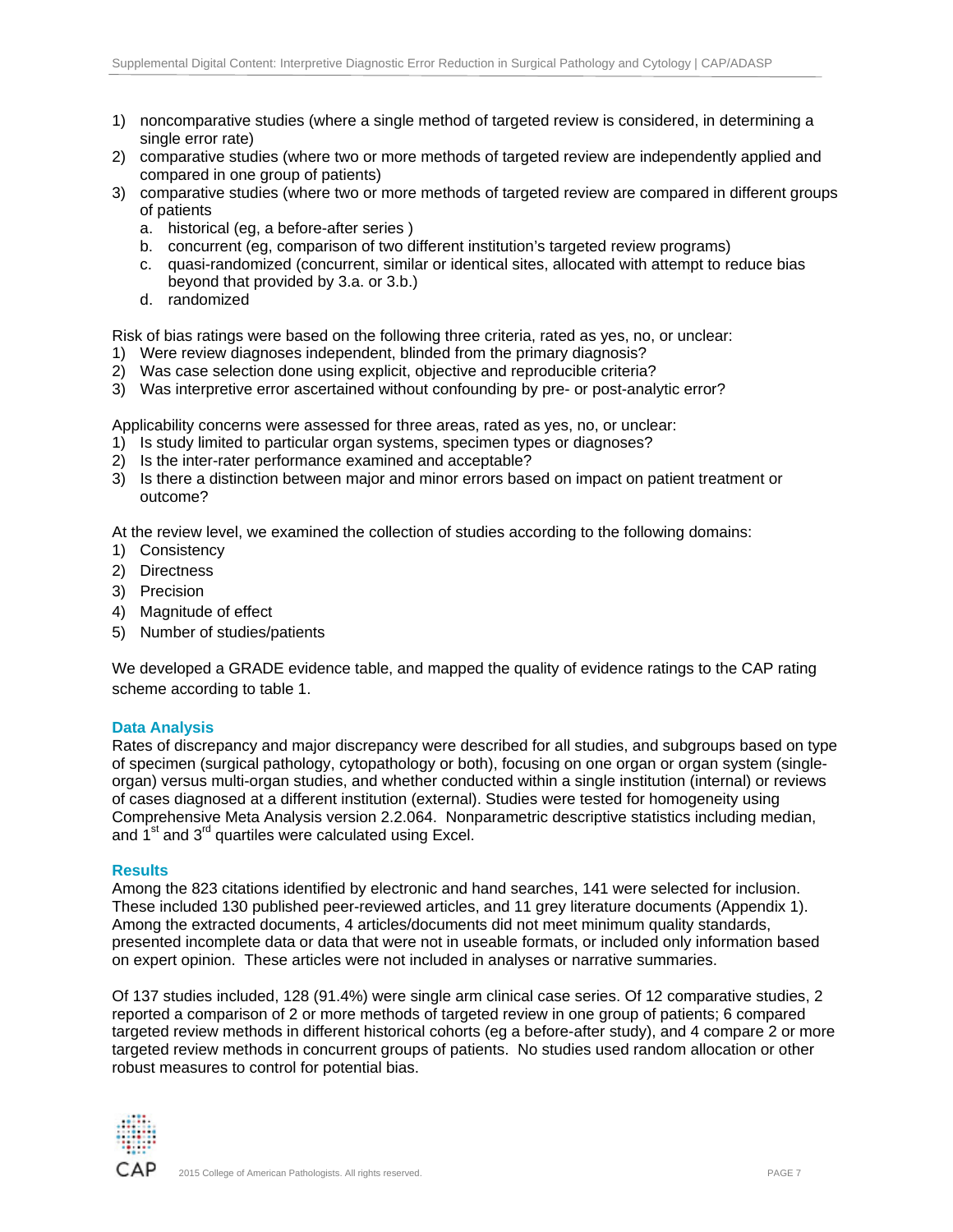1) noncomparative studies (where a single method of targeted review is considered, in determining a single error rate)
2) comparative studies (where two or more methods of targeted review are independently applied and compared in one group of patients)
3) comparative studies (where two or more methods of targeted review are compared in different groups of patients
   a. historical (eg, a before-after series )
   b. concurrent (eg, comparison of two different institution's targeted review programs)
   c. quasi-randomized (concurrent, similar or identical sites, allocated with attempt to reduce bias beyond that provided by 3.a. or 3.b.)
   d. randomized

Risk of bias ratings were based on the following three criteria, rated as yes, no, or unclear:
1) Were review diagnoses independent, blinded from the primary diagnosis?
2) Was case selection done using explicit, objective and reproducible criteria?
3) Was interpretive error ascertained without confounding by pre- or post-analytic error?

Applicability concerns were assessed for three areas, rated as yes, no, or unclear:
1) Is study limited to particular organ systems, specimen types or diagnoses?
2) Is the inter-rater performance examined and acceptable?
3) Is there a distinction between major and minor errors based on impact on patient treatment or outcome?

At the review level, we examined the collection of studies according to the following domains:
1) Consistency
2) Directness
3) Precision
4) Magnitude of effect
5) Number of studies/patients

We developed a GRADE evidence table, and mapped the quality of evidence ratings to the CAP rating scheme according to table 1.

### Data Analysis

Rates of discrepancy and major discrepancy were described for all studies, and subgroups based on type of specimen (surgical pathology, cytopathology or both), focusing on one organ or organ system (single-organ) versus multi-organ studies, and whether conducted within a single institution (internal) or reviews of cases diagnosed at a different institution (external). Studies were tested for homogeneity using Comprehensive Meta Analysis version 2.2.064. Nonparametric descriptive statistics including median, and 1st and 3rd quartiles were calculated using Excel.

### Results

Among the 823 citations identified by electronic and hand searches, 141 were selected for inclusion. These included 130 published peer-reviewed articles, and 11 grey literature documents (Appendix 1). Among the extracted documents, 4 articles/documents did not meet minimum quality standards, presented incomplete data or data that were not in useable formats, or included only information based on expert opinion. These articles were not included in analyses or narrative summaries.

Of 137 studies included, 128 (91.4%) were single arm clinical case series. Of 12 comparative studies, 2 reported a comparison of 2 or more methods of targeted review in one group of patients; 6 compared targeted review methods in different historical cohorts (eg a before-after study), and 4 compare 2 or more targeted review methods in concurrent groups of patients. No studies used random allocation or other robust measures to control for potential bias.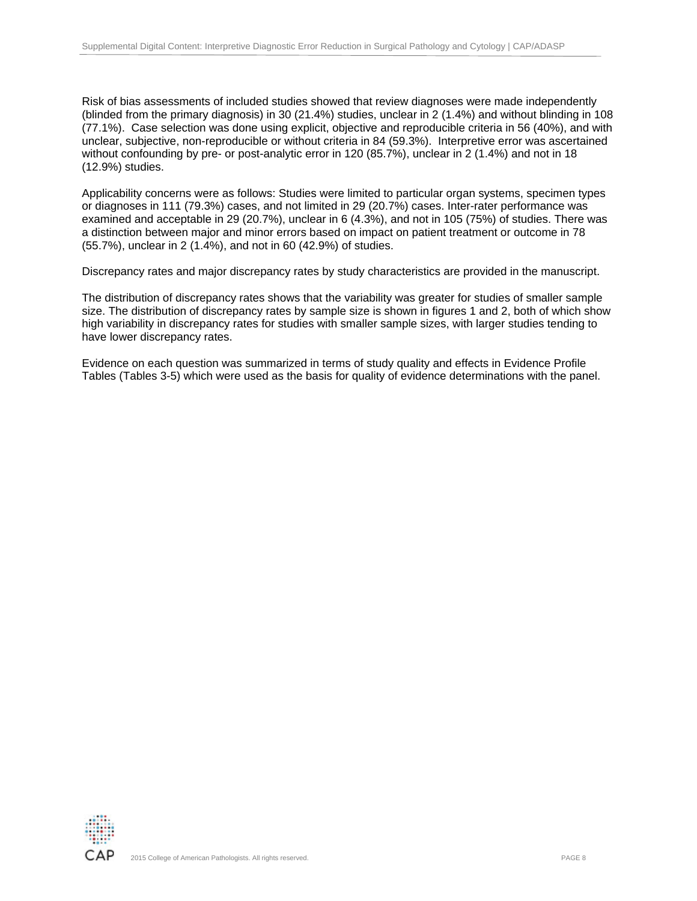Risk of bias assessments of included studies showed that review diagnoses were made independently (blinded from the primary diagnosis) in 30 (21.4%) studies, unclear in 2 (1.4%) and without blinding in 108 (77.1%). Case selection was done using explicit, objective and reproducible criteria in 56 (40%), and with unclear, subjective, non-reproducible or without criteria in 84 (59.3%). Interpretive error was ascertained without confounding by pre- or post-analytic error in 120 (85.7%), unclear in 2 (1.4%) and not in 18 (12.9%) studies.

Applicability concerns were as follows: Studies were limited to particular organ systems, specimen types or diagnoses in 111 (79.3%) cases, and not limited in 29 (20.7%) cases. Inter-rater performance was examined and acceptable in 29 (20.7%), unclear in 6 (4.3%), and not in 105 (75%) of studies. There was a distinction between major and minor errors based on impact on patient treatment or outcome in 78 (55.7%), unclear in 2 (1.4%), and not in 60 (42.9%) of studies.

Discrepancy rates and major discrepancy rates by study characteristics are provided in the manuscript.

The distribution of discrepancy rates shows that the variability was greater for studies of smaller sample size. The distribution of discrepancy rates by sample size is shown in figures 1 and 2, both of which show high variability in discrepancy rates for studies with smaller sample sizes, with larger studies tending to have lower discrepancy rates.

Evidence on each question was summarized in terms of study quality and effects in Evidence Profile Tables (Tables 3-5) which were used as the basis for quality of evidence determinations with the panel.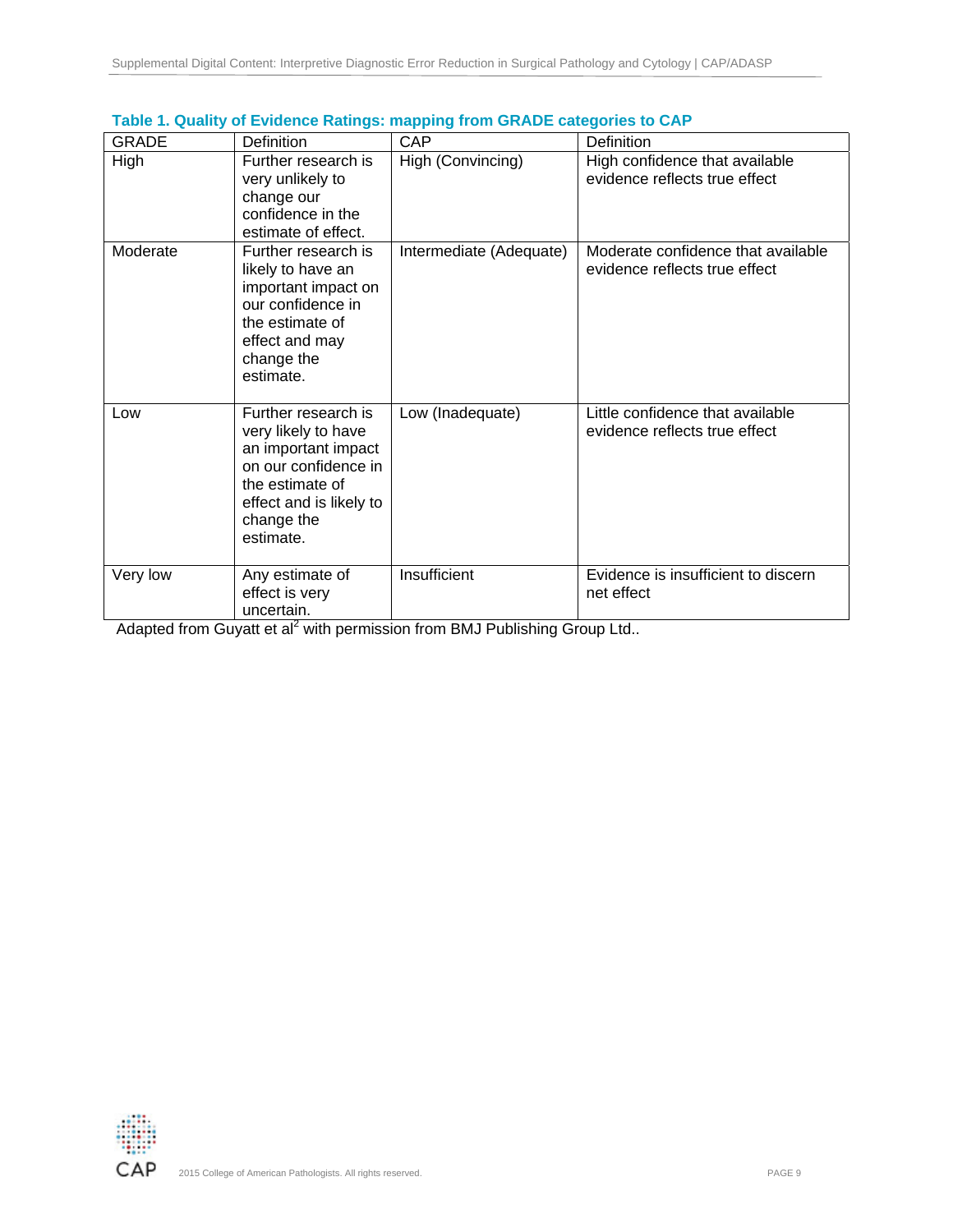**Table 1. Quality of Evidence Ratings: mapping from GRADE categories to CAP**

| GRADE | Definition | CAP | Definition |
|---|---|---|---|
| High | Further research is very unlikely to change our confidence in the estimate of effect. | High (Convincing) | High confidence that available evidence reflects true effect |
| Moderate | Further research is likely to have an important impact on our confidence in the estimate of effect and may change the estimate. | Intermediate (Adequate) | Moderate confidence that available evidence reflects true effect |
| Low | Further research is very likely to have an important impact on our confidence in the estimate of effect and is likely to change the estimate. | Low (Inadequate) | Little confidence that available evidence reflects true effect |
| Very low | Any estimate of effect is very uncertain. | Insufficient | Evidence is insufficient to discern net effect |

Adapted from Guyatt et al[2] with permission from BMJ Publishing Group Ltd..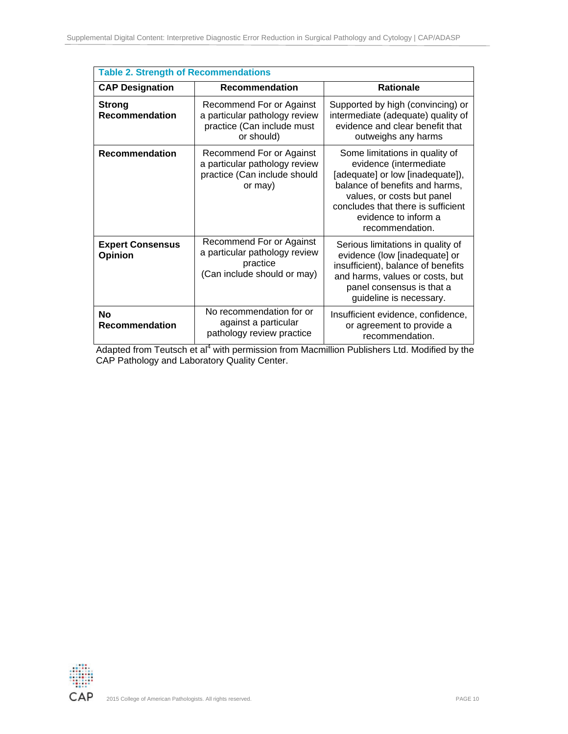**Table 2. Strength of Recommendations**

| CAP Designation | Recommendation | Rationale |
|---|---|---|
| **Strong Recommendation** | Recommend For or Against a particular pathology review practice (Can include must or should) | Supported by high (convincing) or intermediate (adequate) quality of evidence and clear benefit that outweighs any harms |
| **Recommendation** | Recommend For or Against a particular pathology review practice (Can include should or may) | Some limitations in quality of evidence (intermediate [adequate] or low [inadequate]), balance of benefits and harms, values, or costs but panel concludes that there is sufficient evidence to inform a recommendation. |
| **Expert Consensus Opinion** | Recommend For or Against a particular pathology review practice (Can include should or may) | Serious limitations in quality of evidence (low [inadequate] or insufficient), balance of benefits and harms, values or costs, but panel consensus is that a guideline is necessary. |
| **No Recommendation** | No recommendation for or against a particular pathology review practice | Insufficient evidence, confidence, or agreement to provide a recommendation. |

Adapted from Teutsch et al[4] with permission from Macmillion Publishers Ltd. Modified by the CAP Pathology and Laboratory Quality Center.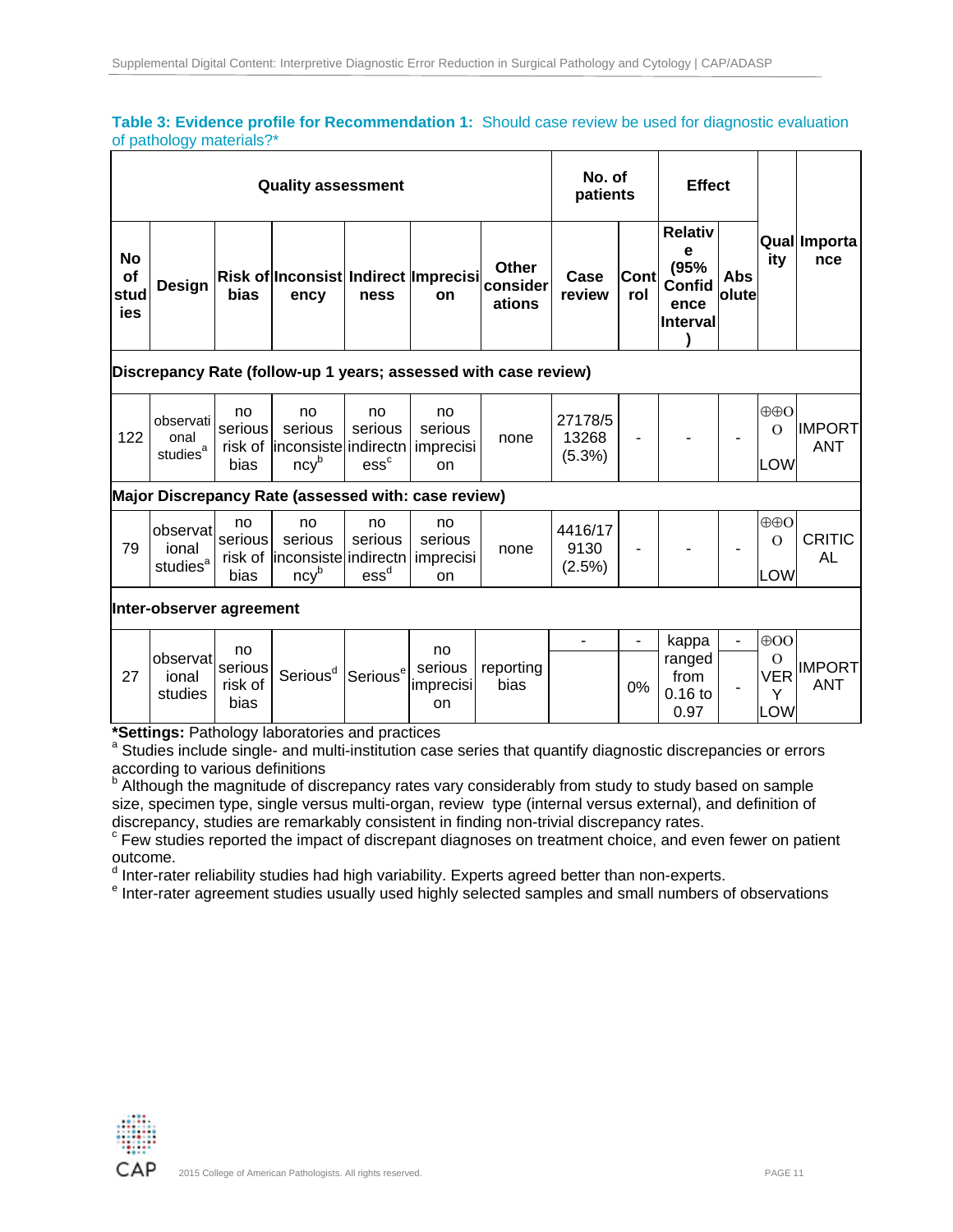**Table 3: Evidence profile for Recommendation 1:** Should case review be used for diagnostic evaluation of pathology materials?*

| Quality assessment | | | | | | | No. of patients | | Effect | | Quality | Importance |
|---|---|---|---|---|---|---|---|---|---|---|---|---|
| No of studies | Design | Risk of bias | Inconsistency | Indirectness | Imprecision | Other considerations | Case review | Control | Relative (95% Confidence Interval) | Absolute | | |
| **Discrepancy Rate (follow-up 1 years; assessed with case review)** | | | | | | | | | | | | |
| 122 | observational studies[a] | no serious risk of bias | no serious inconsistency[b] | no serious indirectness[c] | no serious imprecision | none | 27178/513268 (5.3%) | - | - | - | ⊕⊕OO LOW | IMPORTANT |
| **Major Discrepancy Rate (assessed with: case review)** | | | | | | | | | | | | |
| 79 | observational studies[a] | no serious risk of bias | no serious inconsistency[b] | no serious indirectness[d] | no serious imprecision | none | 4416/179130 (2.5%) | - | - | - | ⊕⊕OO LOW | CRITICAL |
| **Inter-observer agreement** | | | | | | | | | | | | |
| 27 | observational studies | no serious risk of bias | Serious[d] | Serious[e] | no serious imprecision | reporting bias | - | - / 0% | kappa ranged from 0.16 to 0.97 | - / - | ⊕OOO VERY LOW | IMPORTANT |

***Settings:** Pathology laboratories and practices

[a] Studies include single- and multi-institution case series that quantify diagnostic discrepancies or errors according to various definitions

[b] Although the magnitude of discrepancy rates vary considerably from study to study based on sample size, specimen type, single versus multi-organ, review type (internal versus external), and definition of discrepancy, studies are remarkably consistent in finding non-trivial discrepancy rates.

[c] Few studies reported the impact of discrepant diagnoses on treatment choice, and even fewer on patient outcome.

[d] Inter-rater reliability studies had high variability. Experts agreed better than non-experts.

[e] Inter-rater agreement studies usually used highly selected samples and small numbers of observations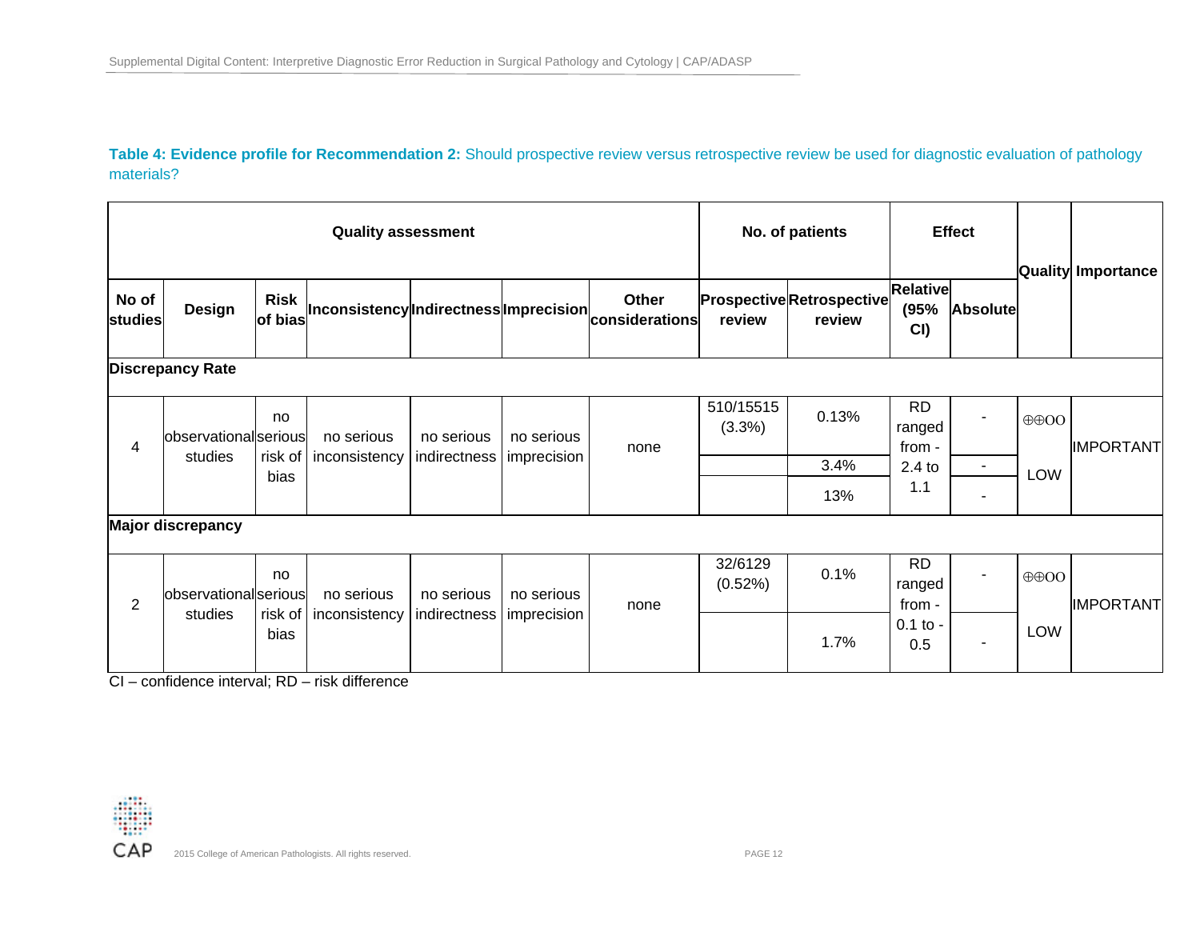**Table 4: Evidence profile for Recommendation 2:** Should prospective review versus retrospective review be used for diagnostic evaluation of pathology materials?

| Quality assessment | | | | | | | No. of patients | | Effect | | Quality | Importance |
|---|---|---|---|---|---|---|---|---|---|---|---|---|
| No of studies | Design | Risk of bias | Inconsistency | Indirectness | Imprecision | Other considerations | Prospective review | Retrospective review | Relative (95% CI) | Absolute | | |
| **Discrepancy Rate** | | | | | | | | | | | | |
| 4 | observational studies | no serious risk of bias | no serious inconsistency | no serious indirectness | no serious imprecision | none | 510/15515 (3.3%) | 0.13% | RD ranged from -2.4 to 1.1 | - | ⊕⊕OO LOW | IMPORTANT |
| | | | | | | | | 3.4% | | - | | |
| | | | | | | | | 13% | | - | | |
| **Major discrepancy** | | | | | | | | | | | | |
| 2 | observational studies | no serious risk of bias | no serious inconsistency | no serious indirectness | no serious imprecision | none | 32/6129 (0.52%) | 0.1% | RD ranged from -0.1 to -0.5 | - | ⊕⊕OO LOW | IMPORTANT |
| | | | | | | | | 1.7% | | - | | |

CI – confidence interval; RD – risk difference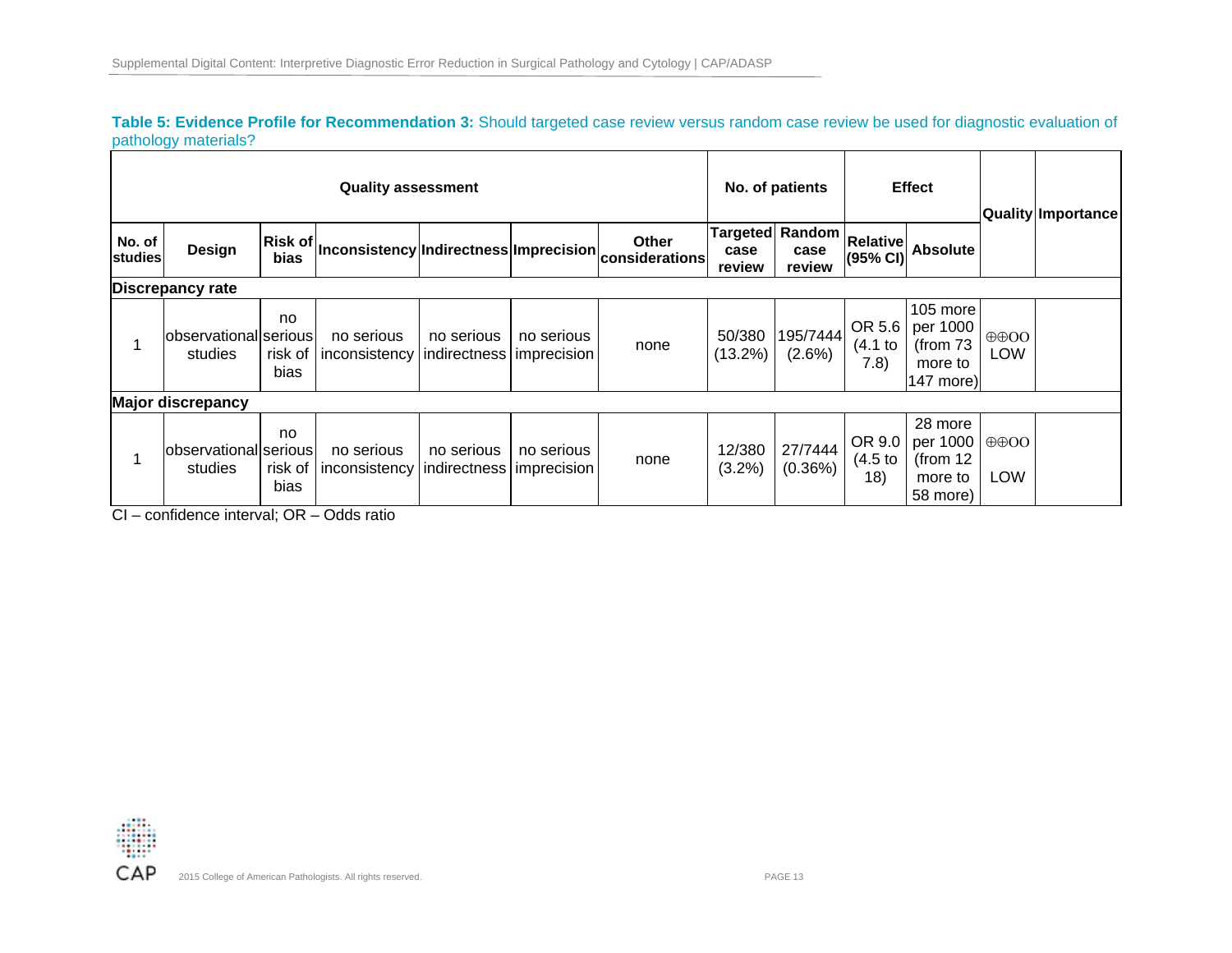**Table 5: Evidence Profile for Recommendation 3:** Should targeted case review versus random case review be used for diagnostic evaluation of pathology materials?

| Quality assessment | | | | | | No. of patients | | Effect | | Quality | Importance |
|---|---|---|---|---|---|---|---|---|---|---|---|
| No. of studies | Design | Risk of bias | Inconsistency | Indirectness | Imprecision | Other considerations | Targeted case review | Random case review | Relative (95% CI) | Absolute | | |
| **Discrepancy rate** | | | | | | | | | | | |
| 1 | observational studies | no serious risk of bias | no serious inconsistency | no serious indirectness | no serious imprecision | none | 50/380 (13.2%) | 195/7444 (2.6%) | OR 5.6 (4.1 to 7.8) | 105 more per 1000 (from 73 more to 147 more) | ⊕⊕OO LOW | |
| **Major discrepancy** | | | | | | | | | | | |
| 1 | observational studies | no serious risk of bias | no serious inconsistency | no serious indirectness | no serious imprecision | none | 12/380 (3.2%) | 27/7444 (0.36%) | OR 9.0 (4.5 to 18) | 28 more per 1000 (from 12 more to 58 more) | ⊕⊕OO LOW | |

CI – confidence interval; OR – Odds ratio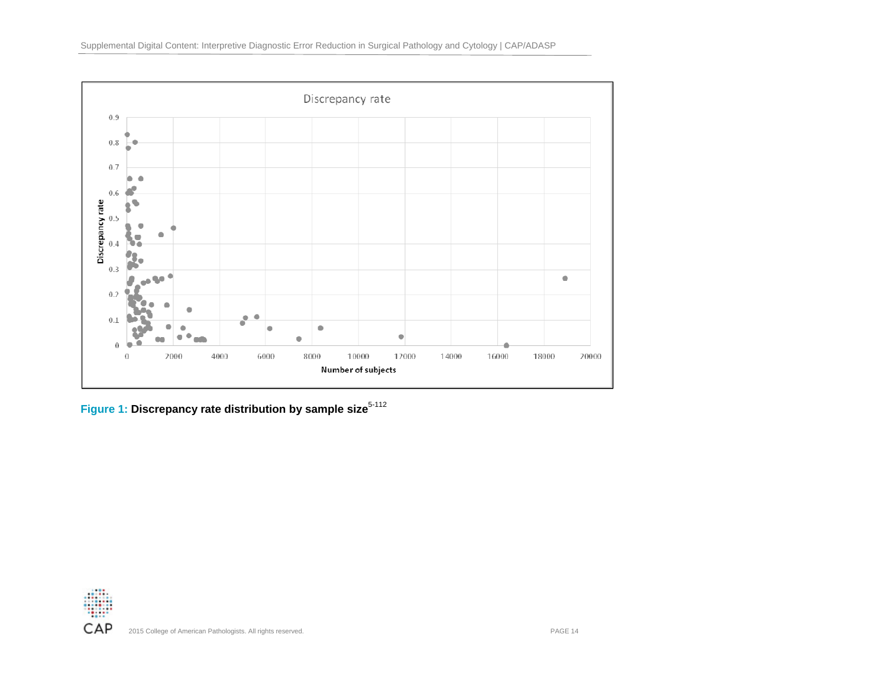**Figure 1: Discrepancy rate distribution by sample size**[5-112]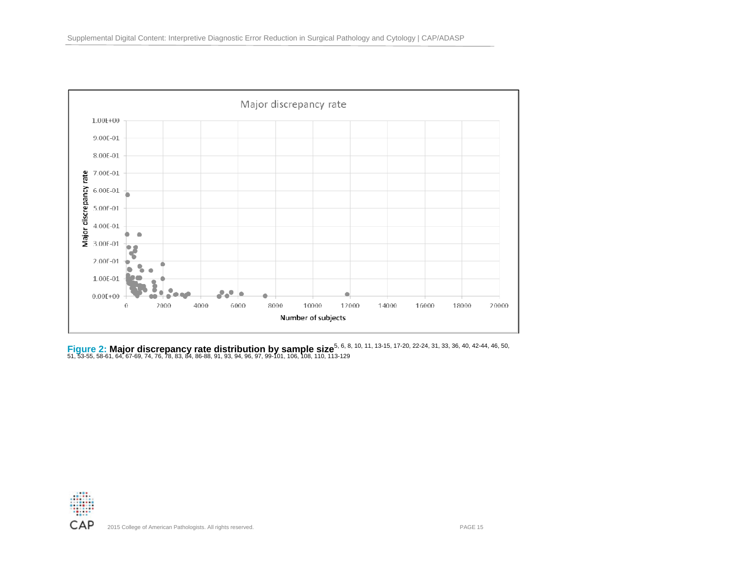**Figure 2: Major discrepancy rate distribution by sample size**[5, 6, 8, 10, 11, 13-15, 17-20, 22-24, 31, 33, 36, 40, 42-44, 46, 50, 51, 53-55, 58-61, 64, 67-69, 74, 76, 78, 83, 84, 86-88, 91, 93, 94, 96, 97, 99-101, 106, 108, 110, 113-129]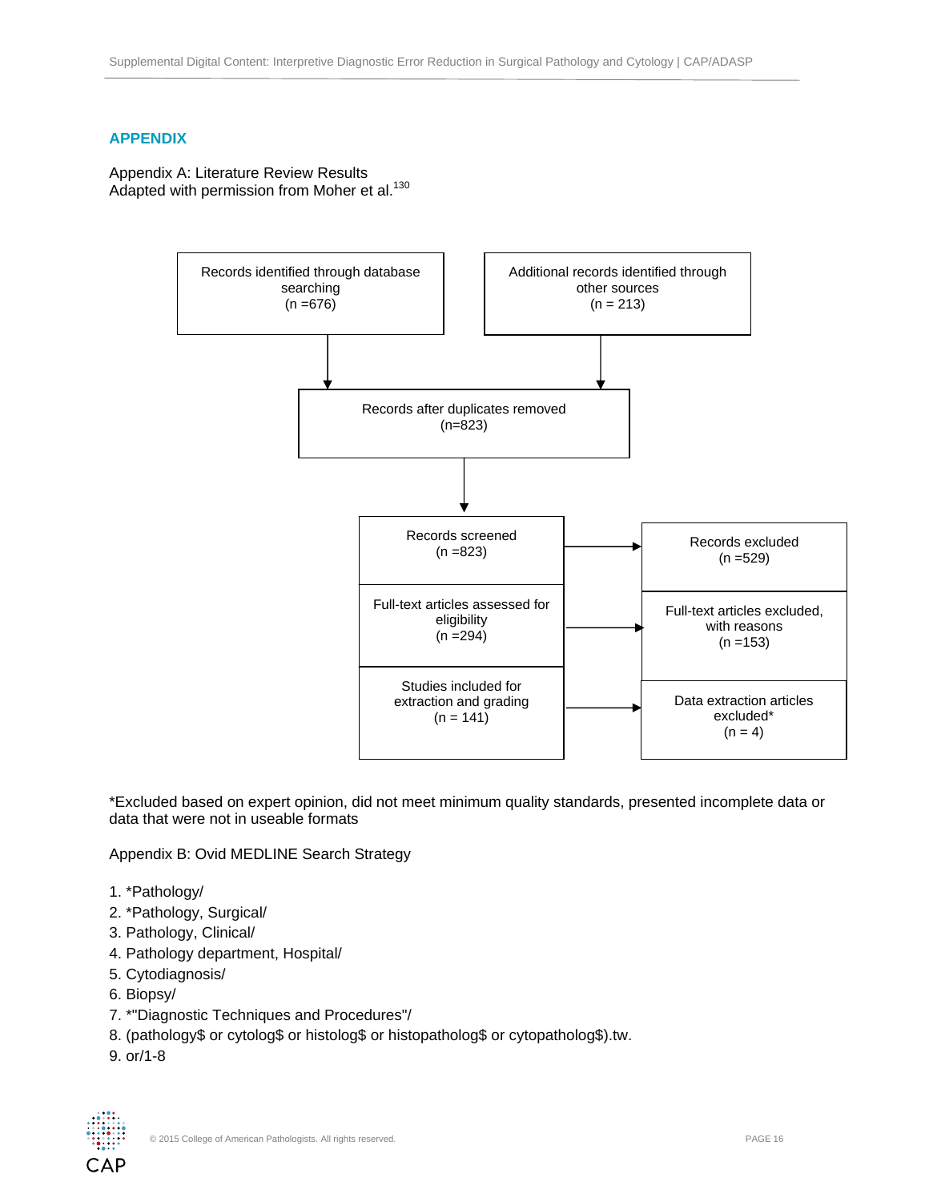## APPENDIX

Appendix A: Literature Review Results
Adapted with permission from Moher et al.[130]

Records identified through database searching (n =676)

Additional records identified through other sources (n = 213)

Records after duplicates removed (n=823)

Records screened (n =823) → Records excluded (n =529)

Full-text articles assessed for eligibility (n =294) → Full-text articles excluded, with reasons (n =153)

Studies included for extraction and grading (n = 141) → Data extraction articles excluded* (n = 4)

*Excluded based on expert opinion, did not meet minimum quality standards, presented incomplete data or data that were not in useable formats

Appendix B: Ovid MEDLINE Search Strategy

1. *Pathology/
2. *Pathology, Surgical/
3. Pathology, Clinical/
4. Pathology department, Hospital/
5. Cytodiagnosis/
6. Biopsy/
7. *"Diagnostic Techniques and Procedures"/
8. (pathology$ or cytolog$ or histolog$ or histopatholog$ or cytopatholog$).tw.
9. or/1-8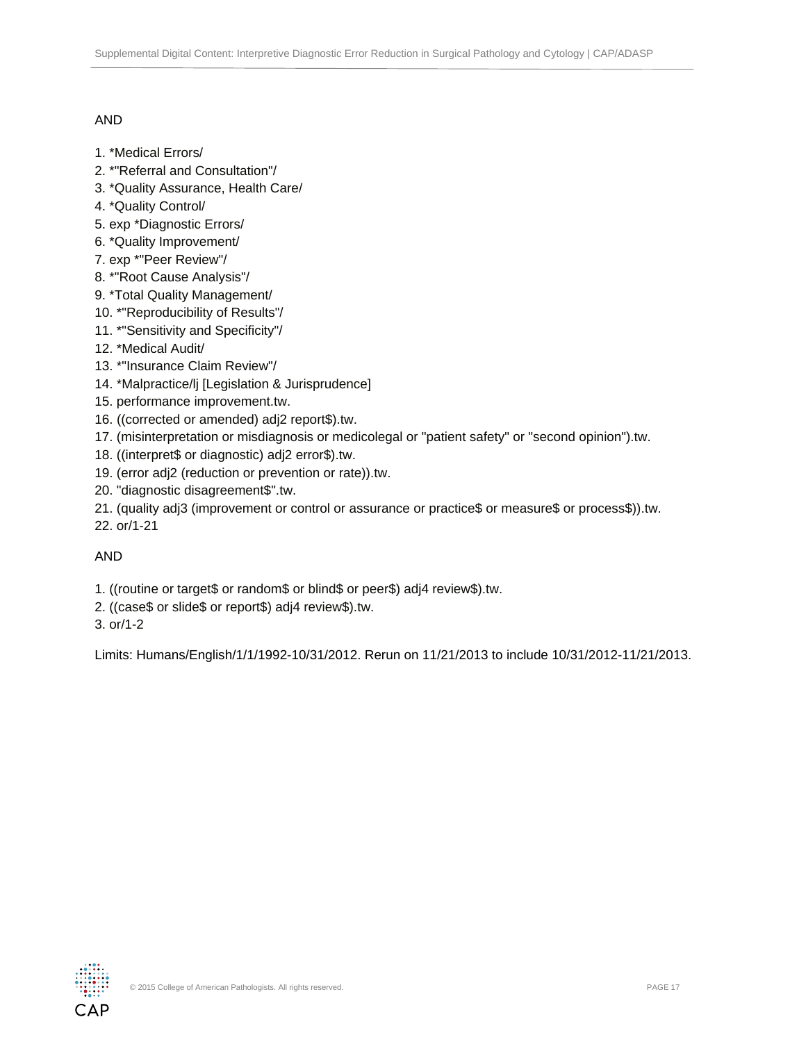AND

1. *Medical Errors/
2. *"Referral and Consultation"/
3. *Quality Assurance, Health Care/
4. *Quality Control/
5. exp *Diagnostic Errors/
6. *Quality Improvement/
7. exp *"Peer Review"/
8. *"Root Cause Analysis"/
9. *Total Quality Management/
10. *"Reproducibility of Results"/
11. *"Sensitivity and Specificity"/
12. *Medical Audit/
13. *"Insurance Claim Review"/
14. *Malpractice/lj [Legislation & Jurisprudence]
15. performance improvement.tw.
16. ((corrected or amended) adj2 report$).tw.
17. (misinterpretation or misdiagnosis or medicolegal or "patient safety" or "second opinion").tw.
18. ((interpret$ or diagnostic) adj2 error$).tw.
19. (error adj2 (reduction or prevention or rate)).tw.
20. "diagnostic disagreement$".tw.
21. (quality adj3 (improvement or control or assurance or practice$ or measure$ or process$)).tw.
22. or/1-21

AND

1. ((routine or target$ or random$ or blind$ or peer$) adj4 review$).tw.
2. ((case$ or slide$ or report$) adj4 review$).tw.
3. or/1-2

Limits: Humans/English/1/1/1992-10/31/2012. Rerun on 11/21/2013 to include 10/31/2012-11/21/2013.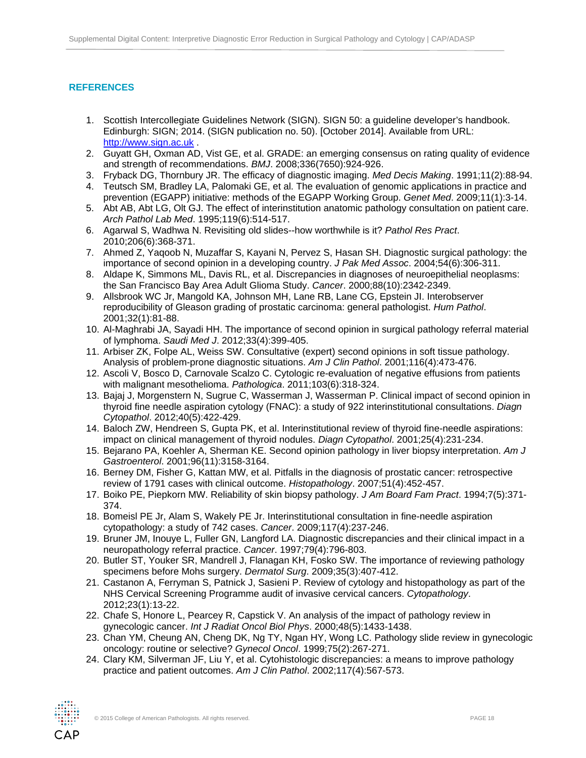## REFERENCES

1. Scottish Intercollegiate Guidelines Network (SIGN). SIGN 50: a guideline developer's handbook. Edinburgh: SIGN; 2014. (SIGN publication no. 50). [October 2014]. Available from URL: [http://www.sign.ac.uk](http://www.sign.ac.uk) .
2. Guyatt GH, Oxman AD, Vist GE, et al. GRADE: an emerging consensus on rating quality of evidence and strength of recommendations. *BMJ*. 2008;336(7650):924-926.
3. Fryback DG, Thornbury JR. The efficacy of diagnostic imaging. *Med Decis Making*. 1991;11(2):88-94.
4. Teutsch SM, Bradley LA, Palomaki GE, et al. The evaluation of genomic applications in practice and prevention (EGAPP) initiative: methods of the EGAPP Working Group. *Genet Med*. 2009;11(1):3-14.
5. Abt AB, Abt LG, Olt GJ. The effect of interinstitution anatomic pathology consultation on patient care. *Arch Pathol Lab Med*. 1995;119(6):514-517.
6. Agarwal S, Wadhwa N. Revisiting old slides--how worthwhile is it? *Pathol Res Pract*. 2010;206(6):368-371.
7. Ahmed Z, Yaqoob N, Muzaffar S, Kayani N, Pervez S, Hasan SH. Diagnostic surgical pathology: the importance of second opinion in a developing country. *J Pak Med Assoc*. 2004;54(6):306-311.
8. Aldape K, Simmons ML, Davis RL, et al. Discrepancies in diagnoses of neuroepithelial neoplasms: the San Francisco Bay Area Adult Glioma Study. *Cancer*. 2000;88(10):2342-2349.
9. Allsbrook WC Jr, Mangold KA, Johnson MH, Lane RB, Lane CG, Epstein JI. Interobserver reproducibility of Gleason grading of prostatic carcinoma: general pathologist. *Hum Pathol*. 2001;32(1):81-88.
10. Al-Maghrabi JA, Sayadi HH. The importance of second opinion in surgical pathology referral material of lymphoma. *Saudi Med J*. 2012;33(4):399-405.
11. Arbiser ZK, Folpe AL, Weiss SW. Consultative (expert) second opinions in soft tissue pathology. Analysis of problem-prone diagnostic situations. *Am J Clin Pathol*. 2001;116(4):473-476.
12. Ascoli V, Bosco D, Carnovale Scalzo C. Cytologic re-evaluation of negative effusions from patients with malignant mesothelioma. *Pathologica*. 2011;103(6):318-324.
13. Bajaj J, Morgenstern N, Sugrue C, Wasserman J, Wasserman P. Clinical impact of second opinion in thyroid fine needle aspiration cytology (FNAC): a study of 922 interinstitutional consultations. *Diagn Cytopathol*. 2012;40(5):422-429.
14. Baloch ZW, Hendreen S, Gupta PK, et al. Interinstitutional review of thyroid fine-needle aspirations: impact on clinical management of thyroid nodules. *Diagn Cytopathol*. 2001;25(4):231-234.
15. Bejarano PA, Koehler A, Sherman KE. Second opinion pathology in liver biopsy interpretation. *Am J Gastroenterol*. 2001;96(11):3158-3164.
16. Berney DM, Fisher G, Kattan MW, et al. Pitfalls in the diagnosis of prostatic cancer: retrospective review of 1791 cases with clinical outcome. *Histopathology*. 2007;51(4):452-457.
17. Boiko PE, Piepkorn MW. Reliability of skin biopsy pathology. *J Am Board Fam Pract*. 1994;7(5):371-374.
18. Bomeisl PE Jr, Alam S, Wakely PE Jr. Interinstitutional consultation in fine-needle aspiration cytopathology: a study of 742 cases. *Cancer*. 2009;117(4):237-246.
19. Bruner JM, Inouye L, Fuller GN, Langford LA. Diagnostic discrepancies and their clinical impact in a neuropathology referral practice. *Cancer*. 1997;79(4):796-803.
20. Butler ST, Youker SR, Mandrell J, Flanagan KH, Fosko SW. The importance of reviewing pathology specimens before Mohs surgery. *Dermatol Surg*. 2009;35(3):407-412.
21. Castanon A, Ferryman S, Patnick J, Sasieni P. Review of cytology and histopathology as part of the NHS Cervical Screening Programme audit of invasive cervical cancers. *Cytopathology*. 2012;23(1):13-22.
22. Chafe S, Honore L, Pearcey R, Capstick V. An analysis of the impact of pathology review in gynecologic cancer. *Int J Radiat Oncol Biol Phys*. 2000;48(5):1433-1438.
23. Chan YM, Cheung AN, Cheng DK, Ng TY, Ngan HY, Wong LC. Pathology slide review in gynecologic oncology: routine or selective? *Gynecol Oncol*. 1999;75(2):267-271.
24. Clary KM, Silverman JF, Liu Y, et al. Cytohistologic discrepancies: a means to improve pathology practice and patient outcomes. *Am J Clin Pathol*. 2002;117(4):567-573.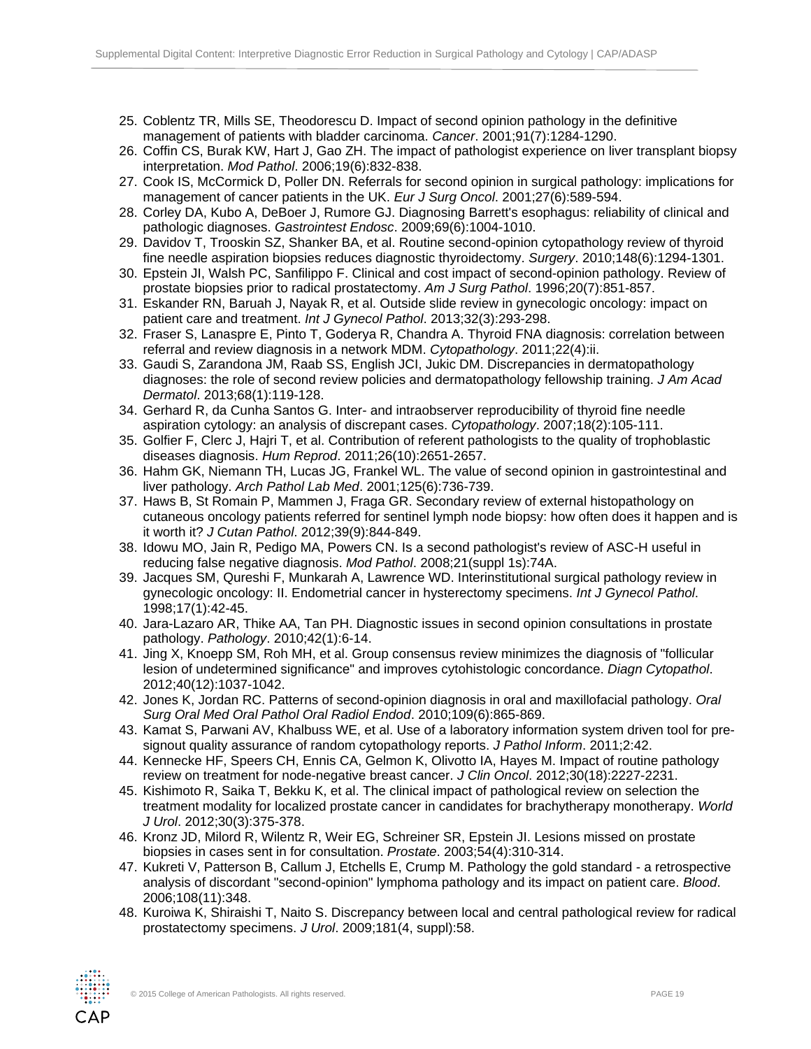25. Coblentz TR, Mills SE, Theodorescu D. Impact of second opinion pathology in the definitive management of patients with bladder carcinoma. *Cancer*. 2001;91(7):1284-1290.
26. Coffin CS, Burak KW, Hart J, Gao ZH. The impact of pathologist experience on liver transplant biopsy interpretation. *Mod Pathol*. 2006;19(6):832-838.
27. Cook IS, McCormick D, Poller DN. Referrals for second opinion in surgical pathology: implications for management of cancer patients in the UK. *Eur J Surg Oncol*. 2001;27(6):589-594.
28. Corley DA, Kubo A, DeBoer J, Rumore GJ. Diagnosing Barrett's esophagus: reliability of clinical and pathologic diagnoses. *Gastrointest Endosc*. 2009;69(6):1004-1010.
29. Davidov T, Trooskin SZ, Shanker BA, et al. Routine second-opinion cytopathology review of thyroid fine needle aspiration biopsies reduces diagnostic thyroidectomy. *Surgery*. 2010;148(6):1294-1301.
30. Epstein JI, Walsh PC, Sanfilippo F. Clinical and cost impact of second-opinion pathology. Review of prostate biopsies prior to radical prostatectomy. *Am J Surg Pathol*. 1996;20(7):851-857.
31. Eskander RN, Baruah J, Nayak R, et al. Outside slide review in gynecologic oncology: impact on patient care and treatment. *Int J Gynecol Pathol*. 2013;32(3):293-298.
32. Fraser S, Lanaspre E, Pinto T, Goderya R, Chandra A. Thyroid FNA diagnosis: correlation between referral and review diagnosis in a network MDM. *Cytopathology*. 2011;22(4):ii.
33. Gaudi S, Zarandona JM, Raab SS, English JCI, Jukic DM. Discrepancies in dermatopathology diagnoses: the role of second review policies and dermatopathology fellowship training. *J Am Acad Dermatol*. 2013;68(1):119-128.
34. Gerhard R, da Cunha Santos G. Inter- and intraobserver reproducibility of thyroid fine needle aspiration cytology: an analysis of discrepant cases. *Cytopathology*. 2007;18(2):105-111.
35. Golfier F, Clerc J, Hajri T, et al. Contribution of referent pathologists to the quality of trophoblastic diseases diagnosis. *Hum Reprod*. 2011;26(10):2651-2657.
36. Hahm GK, Niemann TH, Lucas JG, Frankel WL. The value of second opinion in gastrointestinal and liver pathology. *Arch Pathol Lab Med*. 2001;125(6):736-739.
37. Haws B, St Romain P, Mammen J, Fraga GR. Secondary review of external histopathology on cutaneous oncology patients referred for sentinel lymph node biopsy: how often does it happen and is it worth it? *J Cutan Pathol*. 2012;39(9):844-849.
38. Idowu MO, Jain R, Pedigo MA, Powers CN. Is a second pathologist's review of ASC-H useful in reducing false negative diagnosis. *Mod Pathol*. 2008;21(suppl 1s):74A.
39. Jacques SM, Qureshi F, Munkarah A, Lawrence WD. Interinstitutional surgical pathology review in gynecologic oncology: II. Endometrial cancer in hysterectomy specimens. *Int J Gynecol Pathol*. 1998;17(1):42-45.
40. Jara-Lazaro AR, Thike AA, Tan PH. Diagnostic issues in second opinion consultations in prostate pathology. *Pathology*. 2010;42(1):6-14.
41. Jing X, Knoepp SM, Roh MH, et al. Group consensus review minimizes the diagnosis of "follicular lesion of undetermined significance" and improves cytohistologic concordance. *Diagn Cytopathol*. 2012;40(12):1037-1042.
42. Jones K, Jordan RC. Patterns of second-opinion diagnosis in oral and maxillofacial pathology. *Oral Surg Oral Med Oral Pathol Oral Radiol Endod*. 2010;109(6):865-869.
43. Kamat S, Parwani AV, Khalbuss WE, et al. Use of a laboratory information system driven tool for pre-signout quality assurance of random cytopathology reports. *J Pathol Inform*. 2011;2:42.
44. Kennecke HF, Speers CH, Ennis CA, Gelmon K, Olivotto IA, Hayes M. Impact of routine pathology review on treatment for node-negative breast cancer. *J Clin Oncol*. 2012;30(18):2227-2231.
45. Kishimoto R, Saika T, Bekku K, et al. The clinical impact of pathological review on selection the treatment modality for localized prostate cancer in candidates for brachytherapy monotherapy. *World J Urol*. 2012;30(3):375-378.
46. Kronz JD, Milord R, Wilentz R, Weir EG, Schreiner SR, Epstein JI. Lesions missed on prostate biopsies in cases sent in for consultation. *Prostate*. 2003;54(4):310-314.
47. Kukreti V, Patterson B, Callum J, Etchells E, Crump M. Pathology the gold standard - a retrospective analysis of discordant "second-opinion" lymphoma pathology and its impact on patient care. *Blood*. 2006;108(11):348.
48. Kuroiwa K, Shiraishi T, Naito S. Discrepancy between local and central pathological review for radical prostatectomy specimens. *J Urol*. 2009;181(4, suppl):58.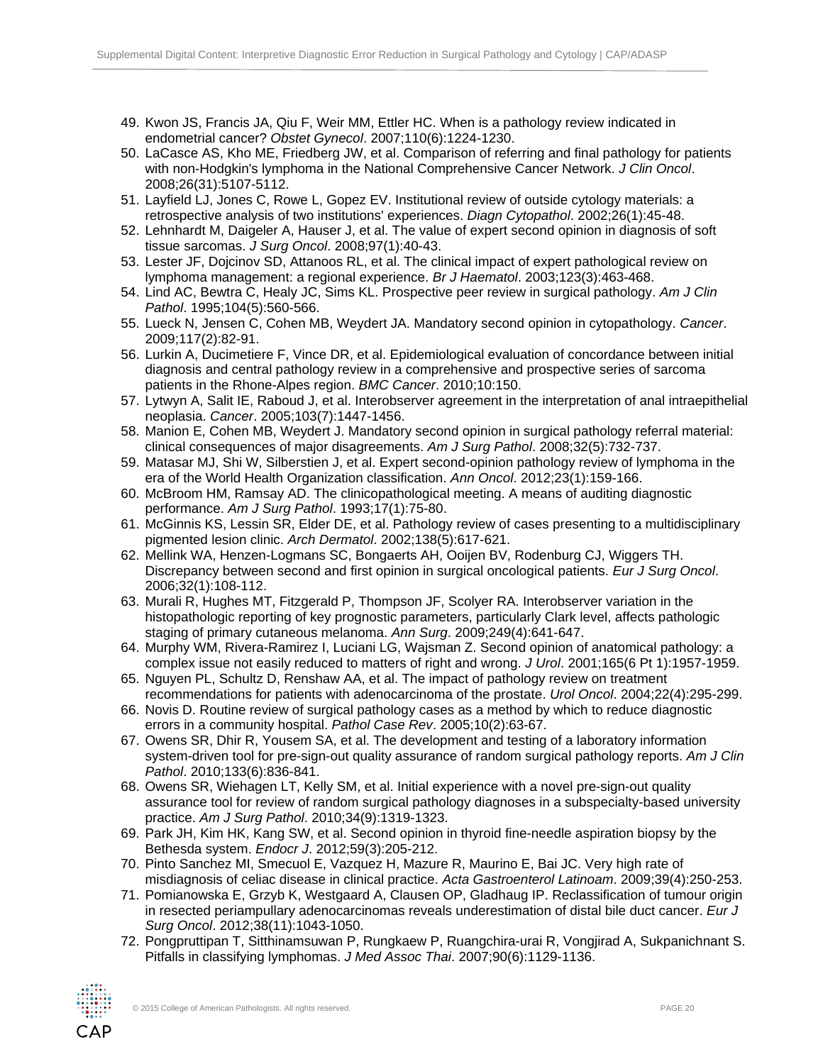49. Kwon JS, Francis JA, Qiu F, Weir MM, Ettler HC. When is a pathology review indicated in endometrial cancer? *Obstet Gynecol*. 2007;110(6):1224-1230.
50. LaCasce AS, Kho ME, Friedberg JW, et al. Comparison of referring and final pathology for patients with non-Hodgkin's lymphoma in the National Comprehensive Cancer Network. *J Clin Oncol*. 2008;26(31):5107-5112.
51. Layfield LJ, Jones C, Rowe L, Gopez EV. Institutional review of outside cytology materials: a retrospective analysis of two institutions' experiences. *Diagn Cytopathol*. 2002;26(1):45-48.
52. Lehnhardt M, Daigeler A, Hauser J, et al. The value of expert second opinion in diagnosis of soft tissue sarcomas. *J Surg Oncol*. 2008;97(1):40-43.
53. Lester JF, Dojcinov SD, Attanoos RL, et al. The clinical impact of expert pathological review on lymphoma management: a regional experience. *Br J Haematol*. 2003;123(3):463-468.
54. Lind AC, Bewtra C, Healy JC, Sims KL. Prospective peer review in surgical pathology. *Am J Clin Pathol*. 1995;104(5):560-566.
55. Lueck N, Jensen C, Cohen MB, Weydert JA. Mandatory second opinion in cytopathology. *Cancer*. 2009;117(2):82-91.
56. Lurkin A, Ducimetiere F, Vince DR, et al. Epidemiological evaluation of concordance between initial diagnosis and central pathology review in a comprehensive and prospective series of sarcoma patients in the Rhone-Alpes region. *BMC Cancer*. 2010;10:150.
57. Lytwyn A, Salit IE, Raboud J, et al. Interobserver agreement in the interpretation of anal intraepithelial neoplasia. *Cancer*. 2005;103(7):1447-1456.
58. Manion E, Cohen MB, Weydert J. Mandatory second opinion in surgical pathology referral material: clinical consequences of major disagreements. *Am J Surg Pathol*. 2008;32(5):732-737.
59. Matasar MJ, Shi W, Silberstien J, et al. Expert second-opinion pathology review of lymphoma in the era of the World Health Organization classification. *Ann Oncol*. 2012;23(1):159-166.
60. McBroom HM, Ramsay AD. The clinicopathological meeting. A means of auditing diagnostic performance. *Am J Surg Pathol*. 1993;17(1):75-80.
61. McGinnis KS, Lessin SR, Elder DE, et al. Pathology review of cases presenting to a multidisciplinary pigmented lesion clinic. *Arch Dermatol*. 2002;138(5):617-621.
62. Mellink WA, Henzen-Logmans SC, Bongaerts AH, Ooijen BV, Rodenburg CJ, Wiggers TH. Discrepancy between second and first opinion in surgical oncological patients. *Eur J Surg Oncol*. 2006;32(1):108-112.
63. Murali R, Hughes MT, Fitzgerald P, Thompson JF, Scolyer RA. Interobserver variation in the histopathologic reporting of key prognostic parameters, particularly Clark level, affects pathologic staging of primary cutaneous melanoma. *Ann Surg*. 2009;249(4):641-647.
64. Murphy WM, Rivera-Ramirez I, Luciani LG, Wajsman Z. Second opinion of anatomical pathology: a complex issue not easily reduced to matters of right and wrong. *J Urol*. 2001;165(6 Pt 1):1957-1959.
65. Nguyen PL, Schultz D, Renshaw AA, et al. The impact of pathology review on treatment recommendations for patients with adenocarcinoma of the prostate. *Urol Oncol*. 2004;22(4):295-299.
66. Novis D. Routine review of surgical pathology cases as a method by which to reduce diagnostic errors in a community hospital. *Pathol Case Rev*. 2005;10(2):63-67.
67. Owens SR, Dhir R, Yousem SA, et al. The development and testing of a laboratory information system-driven tool for pre-sign-out quality assurance of random surgical pathology reports. *Am J Clin Pathol*. 2010;133(6):836-841.
68. Owens SR, Wiehagen LT, Kelly SM, et al. Initial experience with a novel pre-sign-out quality assurance tool for review of random surgical pathology diagnoses in a subspecialty-based university practice. *Am J Surg Pathol*. 2010;34(9):1319-1323.
69. Park JH, Kim HK, Kang SW, et al. Second opinion in thyroid fine-needle aspiration biopsy by the Bethesda system. *Endocr J*. 2012;59(3):205-212.
70. Pinto Sanchez MI, Smecuol E, Vazquez H, Mazure R, Maurino E, Bai JC. Very high rate of misdiagnosis of celiac disease in clinical practice. *Acta Gastroenterol Latinoam*. 2009;39(4):250-253.
71. Pomianowska E, Grzyb K, Westgaard A, Clausen OP, Gladhaug IP. Reclassification of tumour origin in resected periampullary adenocarcinomas reveals underestimation of distal bile duct cancer. *Eur J Surg Oncol*. 2012;38(11):1043-1050.
72. Pongpruttipan T, Sitthinamsuwan P, Rungkaew P, Ruangchira-urai R, Vongjirad A, Sukpanichnant S. Pitfalls in classifying lymphomas. *J Med Assoc Thai*. 2007;90(6):1129-1136.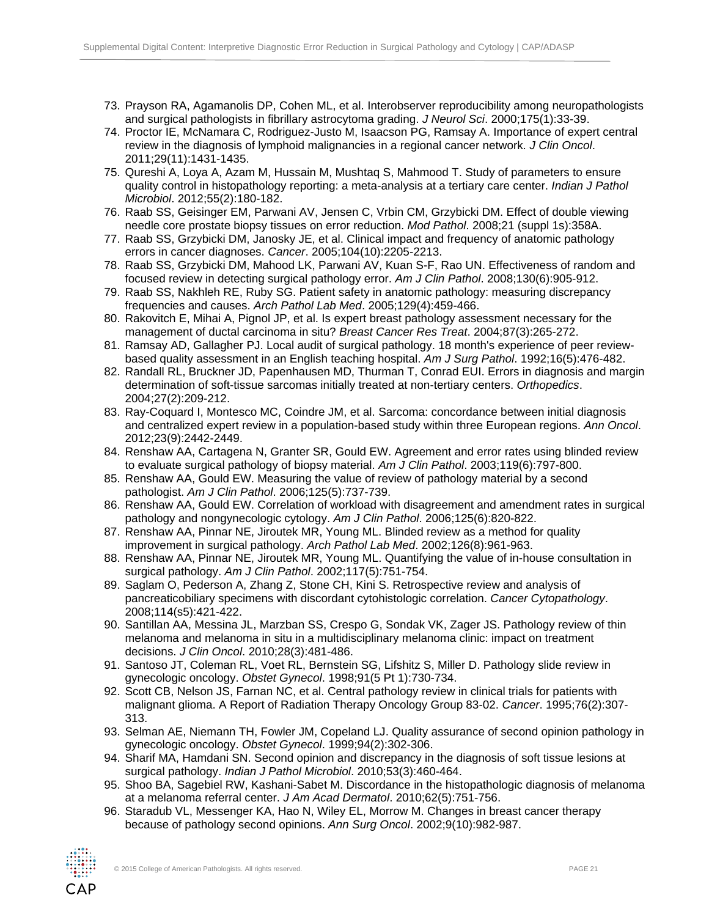73. Prayson RA, Agamanolis DP, Cohen ML, et al. Interobserver reproducibility among neuropathologists and surgical pathologists in fibrillary astrocytoma grading. *J Neurol Sci*. 2000;175(1):33-39.
74. Proctor IE, McNamara C, Rodriguez-Justo M, Isaacson PG, Ramsay A. Importance of expert central review in the diagnosis of lymphoid malignancies in a regional cancer network. *J Clin Oncol*. 2011;29(11):1431-1435.
75. Qureshi A, Loya A, Azam M, Hussain M, Mushtaq S, Mahmood T. Study of parameters to ensure quality control in histopathology reporting: a meta-analysis at a tertiary care center. *Indian J Pathol Microbiol*. 2012;55(2):180-182.
76. Raab SS, Geisinger EM, Parwani AV, Jensen C, Vrbin CM, Grzybicki DM. Effect of double viewing needle core prostate biopsy tissues on error reduction. *Mod Pathol*. 2008;21 (suppl 1s):358A.
77. Raab SS, Grzybicki DM, Janosky JE, et al. Clinical impact and frequency of anatomic pathology errors in cancer diagnoses. *Cancer*. 2005;104(10):2205-2213.
78. Raab SS, Grzybicki DM, Mahood LK, Parwani AV, Kuan S-F, Rao UN. Effectiveness of random and focused review in detecting surgical pathology error. *Am J Clin Pathol*. 2008;130(6):905-912.
79. Raab SS, Nakhleh RE, Ruby SG. Patient safety in anatomic pathology: measuring discrepancy frequencies and causes. *Arch Pathol Lab Med*. 2005;129(4):459-466.
80. Rakovitch E, Mihai A, Pignol JP, et al. Is expert breast pathology assessment necessary for the management of ductal carcinoma in situ? *Breast Cancer Res Treat*. 2004;87(3):265-272.
81. Ramsay AD, Gallagher PJ. Local audit of surgical pathology. 18 month's experience of peer review-based quality assessment in an English teaching hospital. *Am J Surg Pathol*. 1992;16(5):476-482.
82. Randall RL, Bruckner JD, Papenhausen MD, Thurman T, Conrad EUI. Errors in diagnosis and margin determination of soft-tissue sarcomas initially treated at non-tertiary centers. *Orthopedics*. 2004;27(2):209-212.
83. Ray-Coquard I, Montesco MC, Coindre JM, et al. Sarcoma: concordance between initial diagnosis and centralized expert review in a population-based study within three European regions. *Ann Oncol*. 2012;23(9):2442-2449.
84. Renshaw AA, Cartagena N, Granter SR, Gould EW. Agreement and error rates using blinded review to evaluate surgical pathology of biopsy material. *Am J Clin Pathol*. 2003;119(6):797-800.
85. Renshaw AA, Gould EW. Measuring the value of review of pathology material by a second pathologist. *Am J Clin Pathol*. 2006;125(5):737-739.
86. Renshaw AA, Gould EW. Correlation of workload with disagreement and amendment rates in surgical pathology and nongynecologic cytology. *Am J Clin Pathol*. 2006;125(6):820-822.
87. Renshaw AA, Pinnar NE, Jiroutek MR, Young ML. Blinded review as a method for quality improvement in surgical pathology. *Arch Pathol Lab Med*. 2002;126(8):961-963.
88. Renshaw AA, Pinnar NE, Jiroutek MR, Young ML. Quantifying the value of in-house consultation in surgical pathology. *Am J Clin Pathol*. 2002;117(5):751-754.
89. Saglam O, Pederson A, Zhang Z, Stone CH, Kini S. Retrospective review and analysis of pancreaticobiliary specimens with discordant cytohistologic correlation. *Cancer Cytopathology*. 2008;114(s5):421-422.
90. Santillan AA, Messina JL, Marzban SS, Crespo G, Sondak VK, Zager JS. Pathology review of thin melanoma and melanoma in situ in a multidisciplinary melanoma clinic: impact on treatment decisions. *J Clin Oncol*. 2010;28(3):481-486.
91. Santoso JT, Coleman RL, Voet RL, Bernstein SG, Lifshitz S, Miller D. Pathology slide review in gynecologic oncology. *Obstet Gynecol*. 1998;91(5 Pt 1):730-734.
92. Scott CB, Nelson JS, Farnan NC, et al. Central pathology review in clinical trials for patients with malignant glioma. A Report of Radiation Therapy Oncology Group 83-02. *Cancer*. 1995;76(2):307-313.
93. Selman AE, Niemann TH, Fowler JM, Copeland LJ. Quality assurance of second opinion pathology in gynecologic oncology. *Obstet Gynecol*. 1999;94(2):302-306.
94. Sharif MA, Hamdani SN. Second opinion and discrepancy in the diagnosis of soft tissue lesions at surgical pathology. *Indian J Pathol Microbiol*. 2010;53(3):460-464.
95. Shoo BA, Sagebiel RW, Kashani-Sabet M. Discordance in the histopathologic diagnosis of melanoma at a melanoma referral center. *J Am Acad Dermatol*. 2010;62(5):751-756.
96. Staradub VL, Messenger KA, Hao N, Wiley EL, Morrow M. Changes in breast cancer therapy because of pathology second opinions. *Ann Surg Oncol*. 2002;9(10):982-987.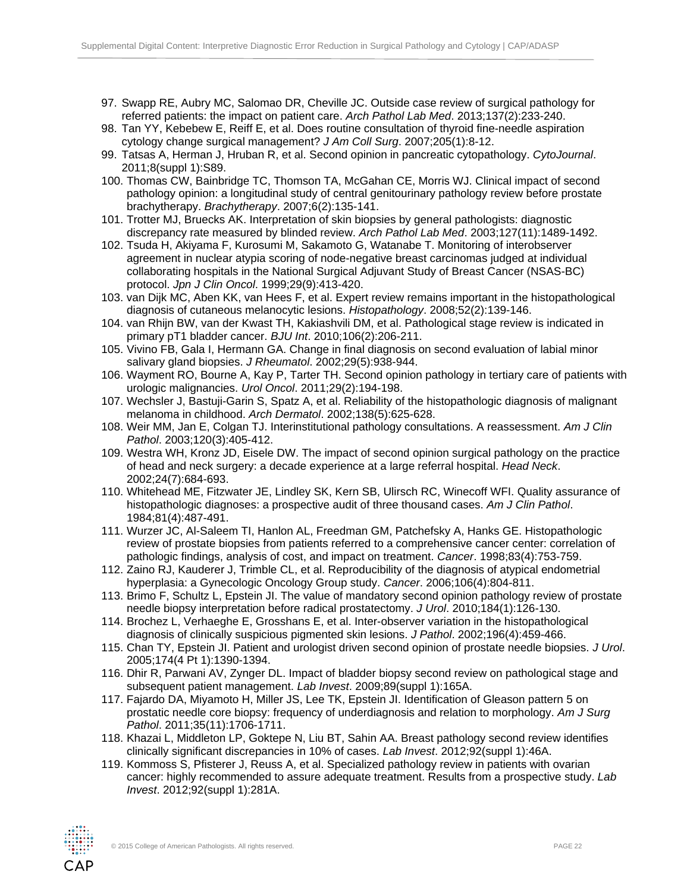97. Swapp RE, Aubry MC, Salomao DR, Cheville JC. Outside case review of surgical pathology for referred patients: the impact on patient care. *Arch Pathol Lab Med*. 2013;137(2):233-240.
98. Tan YY, Kebebew E, Reiff E, et al. Does routine consultation of thyroid fine-needle aspiration cytology change surgical management? *J Am Coll Surg*. 2007;205(1):8-12.
99. Tatsas A, Herman J, Hruban R, et al. Second opinion in pancreatic cytopathology. *CytoJournal*. 2011;8(suppl 1):S89.
100. Thomas CW, Bainbridge TC, Thomson TA, McGahan CE, Morris WJ. Clinical impact of second pathology opinion: a longitudinal study of central genitourinary pathology review before prostate brachytherapy. *Brachytherapy*. 2007;6(2):135-141.
101. Trotter MJ, Bruecks AK. Interpretation of skin biopsies by general pathologists: diagnostic discrepancy rate measured by blinded review. *Arch Pathol Lab Med*. 2003;127(11):1489-1492.
102. Tsuda H, Akiyama F, Kurosumi M, Sakamoto G, Watanabe T. Monitoring of interobserver agreement in nuclear atypia scoring of node-negative breast carcinomas judged at individual collaborating hospitals in the National Surgical Adjuvant Study of Breast Cancer (NSAS-BC) protocol. *Jpn J Clin Oncol*. 1999;29(9):413-420.
103. van Dijk MC, Aben KK, van Hees F, et al. Expert review remains important in the histopathological diagnosis of cutaneous melanocytic lesions. *Histopathology*. 2008;52(2):139-146.
104. van Rhijn BW, van der Kwast TH, Kakiashvili DM, et al. Pathological stage review is indicated in primary pT1 bladder cancer. *BJU Int*. 2010;106(2):206-211.
105. Vivino FB, Gala I, Hermann GA. Change in final diagnosis on second evaluation of labial minor salivary gland biopsies. *J Rheumatol*. 2002;29(5):938-944.
106. Wayment RO, Bourne A, Kay P, Tarter TH. Second opinion pathology in tertiary care of patients with urologic malignancies. *Urol Oncol*. 2011;29(2):194-198.
107. Wechsler J, Bastuji-Garin S, Spatz A, et al. Reliability of the histopathologic diagnosis of malignant melanoma in childhood. *Arch Dermatol*. 2002;138(5):625-628.
108. Weir MM, Jan E, Colgan TJ. Interinstitutional pathology consultations. A reassessment. *Am J Clin Pathol*. 2003;120(3):405-412.
109. Westra WH, Kronz JD, Eisele DW. The impact of second opinion surgical pathology on the practice of head and neck surgery: a decade experience at a large referral hospital. *Head Neck*. 2002;24(7):684-693.
110. Whitehead ME, Fitzwater JE, Lindley SK, Kern SB, Ulirsch RC, Winecoff WFI. Quality assurance of histopathologic diagnoses: a prospective audit of three thousand cases. *Am J Clin Pathol*. 1984;81(4):487-491.
111. Wurzer JC, Al-Saleem TI, Hanlon AL, Freedman GM, Patchefsky A, Hanks GE. Histopathologic review of prostate biopsies from patients referred to a comprehensive cancer center: correlation of pathologic findings, analysis of cost, and impact on treatment. *Cancer*. 1998;83(4):753-759.
112. Zaino RJ, Kauderer J, Trimble CL, et al. Reproducibility of the diagnosis of atypical endometrial hyperplasia: a Gynecologic Oncology Group study. *Cancer*. 2006;106(4):804-811.
113. Brimo F, Schultz L, Epstein JI. The value of mandatory second opinion pathology review of prostate needle biopsy interpretation before radical prostatectomy. *J Urol*. 2010;184(1):126-130.
114. Brochez L, Verhaeghe E, Grosshans E, et al. Inter-observer variation in the histopathological diagnosis of clinically suspicious pigmented skin lesions. *J Pathol*. 2002;196(4):459-466.
115. Chan TY, Epstein JI. Patient and urologist driven second opinion of prostate needle biopsies. *J Urol*. 2005;174(4 Pt 1):1390-1394.
116. Dhir R, Parwani AV, Zynger DL. Impact of bladder biopsy second review on pathological stage and subsequent patient management. *Lab Invest*. 2009;89(suppl 1):165A.
117. Fajardo DA, Miyamoto H, Miller JS, Lee TK, Epstein JI. Identification of Gleason pattern 5 on prostatic needle core biopsy: frequency of underdiagnosis and relation to morphology. *Am J Surg Pathol*. 2011;35(11):1706-1711.
118. Khazai L, Middleton LP, Goktepe N, Liu BT, Sahin AA. Breast pathology second review identifies clinically significant discrepancies in 10% of cases. *Lab Invest*. 2012;92(suppl 1):46A.
119. Kommoss S, Pfisterer J, Reuss A, et al. Specialized pathology review in patients with ovarian cancer: highly recommended to assure adequate treatment. Results from a prospective study. *Lab Invest*. 2012;92(suppl 1):281A.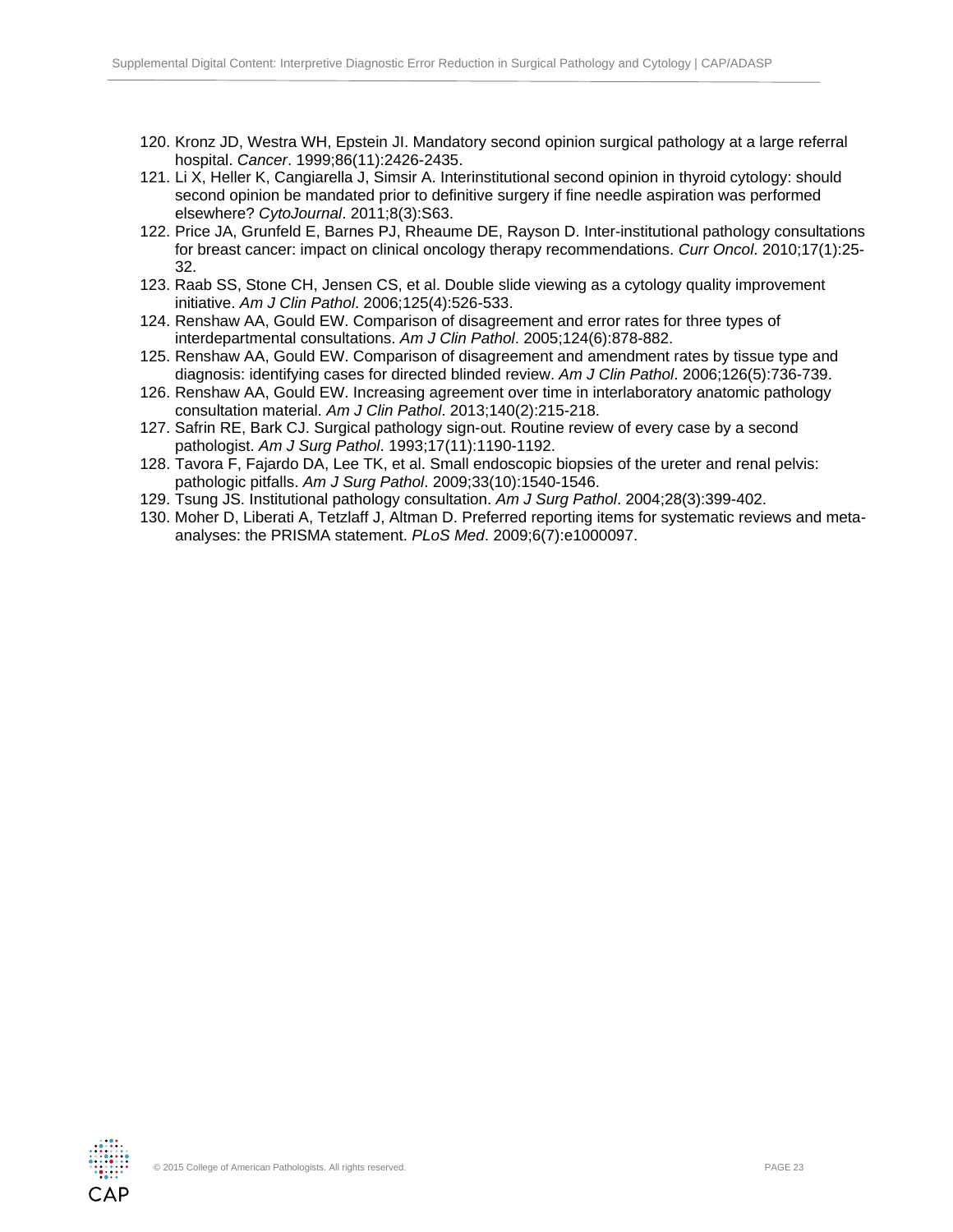120. Kronz JD, Westra WH, Epstein JI. Mandatory second opinion surgical pathology at a large referral hospital. *Cancer*. 1999;86(11):2426-2435.
121. Li X, Heller K, Cangiarella J, Simsir A. Interinstitutional second opinion in thyroid cytology: should second opinion be mandated prior to definitive surgery if fine needle aspiration was performed elsewhere? *CytoJournal*. 2011;8(3):S63.
122. Price JA, Grunfeld E, Barnes PJ, Rheaume DE, Rayson D. Inter-institutional pathology consultations for breast cancer: impact on clinical oncology therapy recommendations. *Curr Oncol*. 2010;17(1):25-32.
123. Raab SS, Stone CH, Jensen CS, et al. Double slide viewing as a cytology quality improvement initiative. *Am J Clin Pathol*. 2006;125(4):526-533.
124. Renshaw AA, Gould EW. Comparison of disagreement and error rates for three types of interdepartmental consultations. *Am J Clin Pathol*. 2005;124(6):878-882.
125. Renshaw AA, Gould EW. Comparison of disagreement and amendment rates by tissue type and diagnosis: identifying cases for directed blinded review. *Am J Clin Pathol*. 2006;126(5):736-739.
126. Renshaw AA, Gould EW. Increasing agreement over time in interlaboratory anatomic pathology consultation material. *Am J Clin Pathol*. 2013;140(2):215-218.
127. Safrin RE, Bark CJ. Surgical pathology sign-out. Routine review of every case by a second pathologist. *Am J Surg Pathol*. 1993;17(11):1190-1192.
128. Tavora F, Fajardo DA, Lee TK, et al. Small endoscopic biopsies of the ureter and renal pelvis: pathologic pitfalls. *Am J Surg Pathol*. 2009;33(10):1540-1546.
129. Tsung JS. Institutional pathology consultation. *Am J Surg Pathol*. 2004;28(3):399-402.
130. Moher D, Liberati A, Tetzlaff J, Altman D. Preferred reporting items for systematic reviews and meta-analyses: the PRISMA statement. *PLoS Med*. 2009;6(7):e1000097.